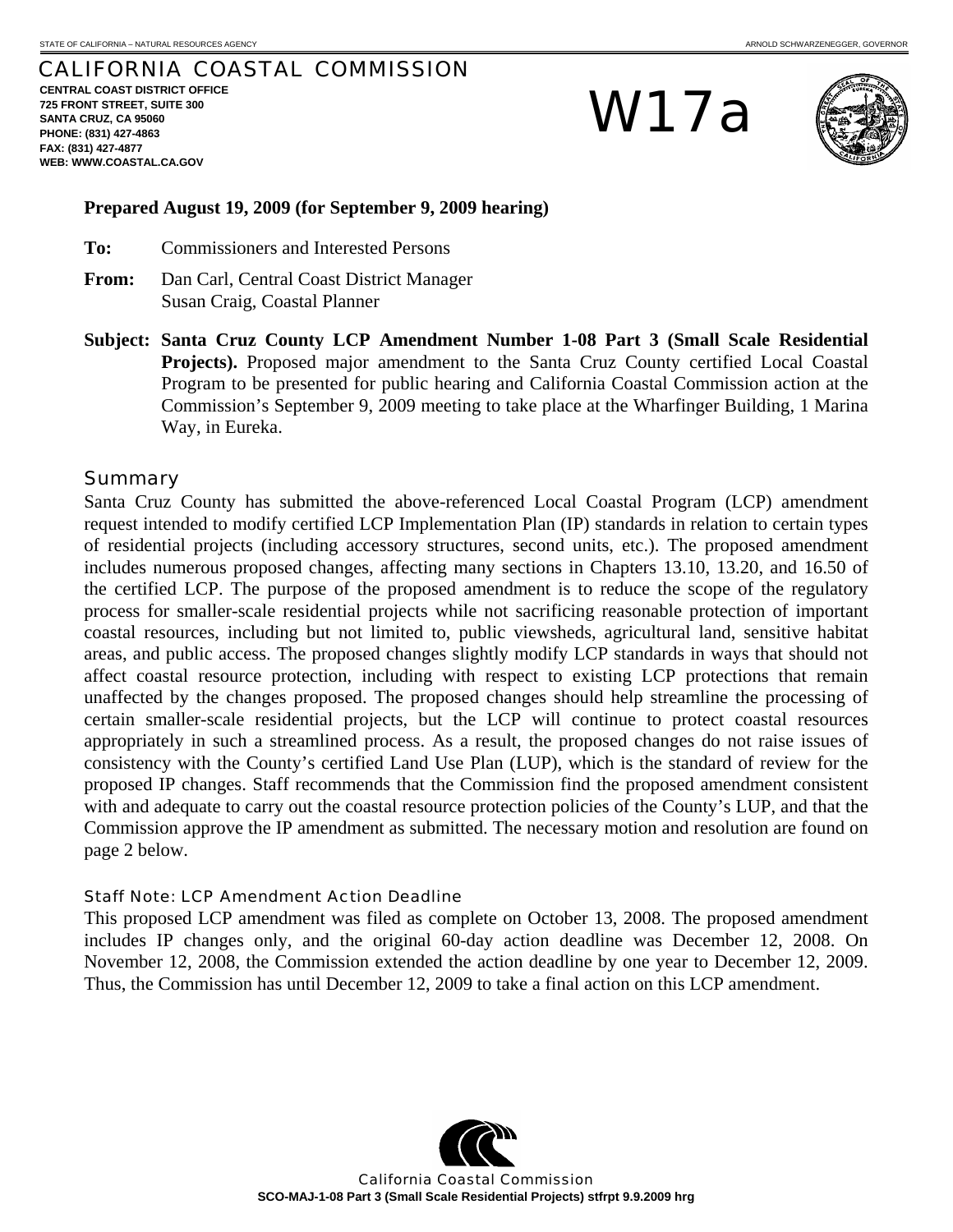STATE OF CALIFORNIA – NATURAL RESOURCES AGENCY ARNOLD SCHWARZENEGGER, GOVERNOR

# CALIFORNIA COASTAL COMMISSION

**CENTRAL COAST DISTRICT OFFICE**
**725 FRONT STREET, SUITE 300**
**SANTA CRUZ, CA 95060**
**PHONE: (831) 427-4863**
**FAX: (831) 427-4877**
**WEB: WWW.COASTAL.CA.GOV**

# W17a

**Prepared August 19, 2009 (for September 9, 2009 hearing)**

**To:** Commissioners and Interested Persons

**From:** Dan Carl, Central Coast District Manager
Susan Craig, Coastal Planner

**Subject: Santa Cruz County LCP Amendment Number 1-08 Part 3 (Small Scale Residential Projects).** Proposed major amendment to the Santa Cruz County certified Local Coastal Program to be presented for public hearing and California Coastal Commission action at the Commission's September 9, 2009 meeting to take place at the Wharfinger Building, 1 Marina Way, in Eureka.

## Summary

Santa Cruz County has submitted the above-referenced Local Coastal Program (LCP) amendment request intended to modify certified LCP Implementation Plan (IP) standards in relation to certain types of residential projects (including accessory structures, second units, etc.). The proposed amendment includes numerous proposed changes, affecting many sections in Chapters 13.10, 13.20, and 16.50 of the certified LCP. The purpose of the proposed amendment is to reduce the scope of the regulatory process for smaller-scale residential projects while not sacrificing reasonable protection of important coastal resources, including but not limited to, public viewsheds, agricultural land, sensitive habitat areas, and public access. The proposed changes slightly modify LCP standards in ways that should not affect coastal resource protection, including with respect to existing LCP protections that remain unaffected by the changes proposed. The proposed changes should help streamline the processing of certain smaller-scale residential projects, but the LCP will continue to protect coastal resources appropriately in such a streamlined process. As a result, the proposed changes do not raise issues of consistency with the County's certified Land Use Plan (LUP), which is the standard of review for the proposed IP changes. Staff recommends that the Commission find the proposed amendment consistent with and adequate to carry out the coastal resource protection policies of the County's LUP, and that the Commission approve the IP amendment as submitted. The necessary motion and resolution are found on page 2 below.

### Staff Note: LCP Amendment Action Deadline

This proposed LCP amendment was filed as complete on October 13, 2008. The proposed amendment includes IP changes only, and the original 60-day action deadline was December 12, 2008. On November 12, 2008, the Commission extended the action deadline by one year to December 12, 2009. Thus, the Commission has until December 12, 2009 to take a final action on this LCP amendment.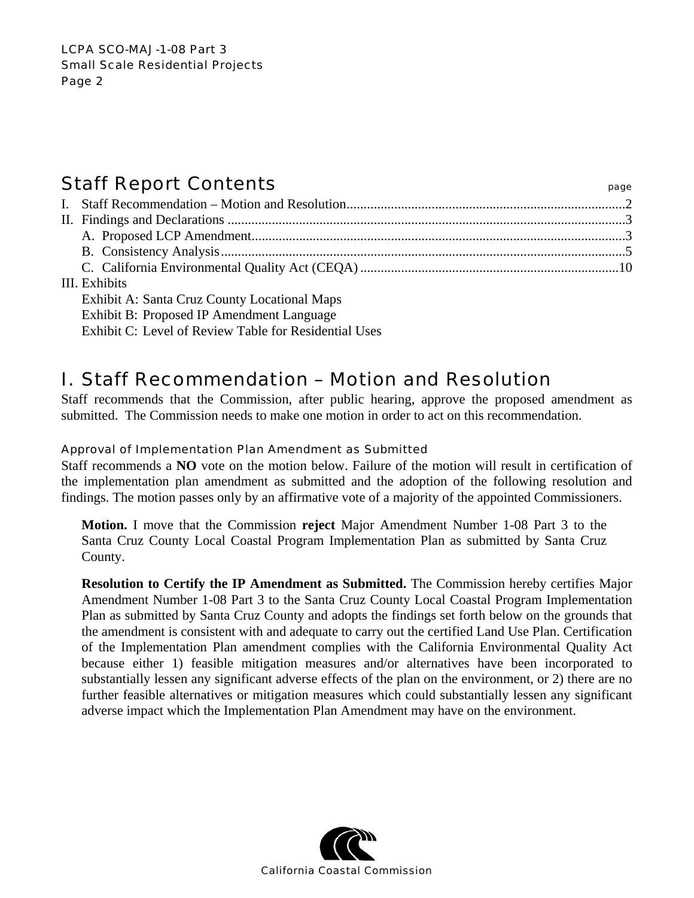## Staff Report Contents

page

I. Staff Recommendation – Motion and Resolution....................................................................................2
II. Findings and Declarations ......................................................................................................................3
   A. Proposed LCP Amendment...............................................................................................................3
   B. Consistency Analysis.........................................................................................................................5
   C. California Environmental Quality Act (CEQA) ..............................................................................10
III. Exhibits
   Exhibit A: Santa Cruz County Locational Maps
   Exhibit B: Proposed IP Amendment Language
   Exhibit C: Level of Review Table for Residential Uses

## I. Staff Recommendation – Motion and Resolution

Staff recommends that the Commission, after public hearing, approve the proposed amendment as submitted. The Commission needs to make one motion in order to act on this recommendation.

### Approval of Implementation Plan Amendment as Submitted

Staff recommends a **NO** vote on the motion below. Failure of the motion will result in certification of the implementation plan amendment as submitted and the adoption of the following resolution and findings. The motion passes only by an affirmative vote of a majority of the appointed Commissioners.

> **Motion.** I move that the Commission **reject** Major Amendment Number 1-08 Part 3 to the Santa Cruz County Local Coastal Program Implementation Plan as submitted by Santa Cruz County.
>
> **Resolution to Certify the IP Amendment as Submitted.** The Commission hereby certifies Major Amendment Number 1-08 Part 3 to the Santa Cruz County Local Coastal Program Implementation Plan as submitted by Santa Cruz County and adopts the findings set forth below on the grounds that the amendment is consistent with and adequate to carry out the certified Land Use Plan. Certification of the Implementation Plan amendment complies with the California Environmental Quality Act because either 1) feasible mitigation measures and/or alternatives have been incorporated to substantially lessen any significant adverse effects of the plan on the environment, or 2) there are no further feasible alternatives or mitigation measures which could substantially lessen any significant adverse impact which the Implementation Plan Amendment may have on the environment.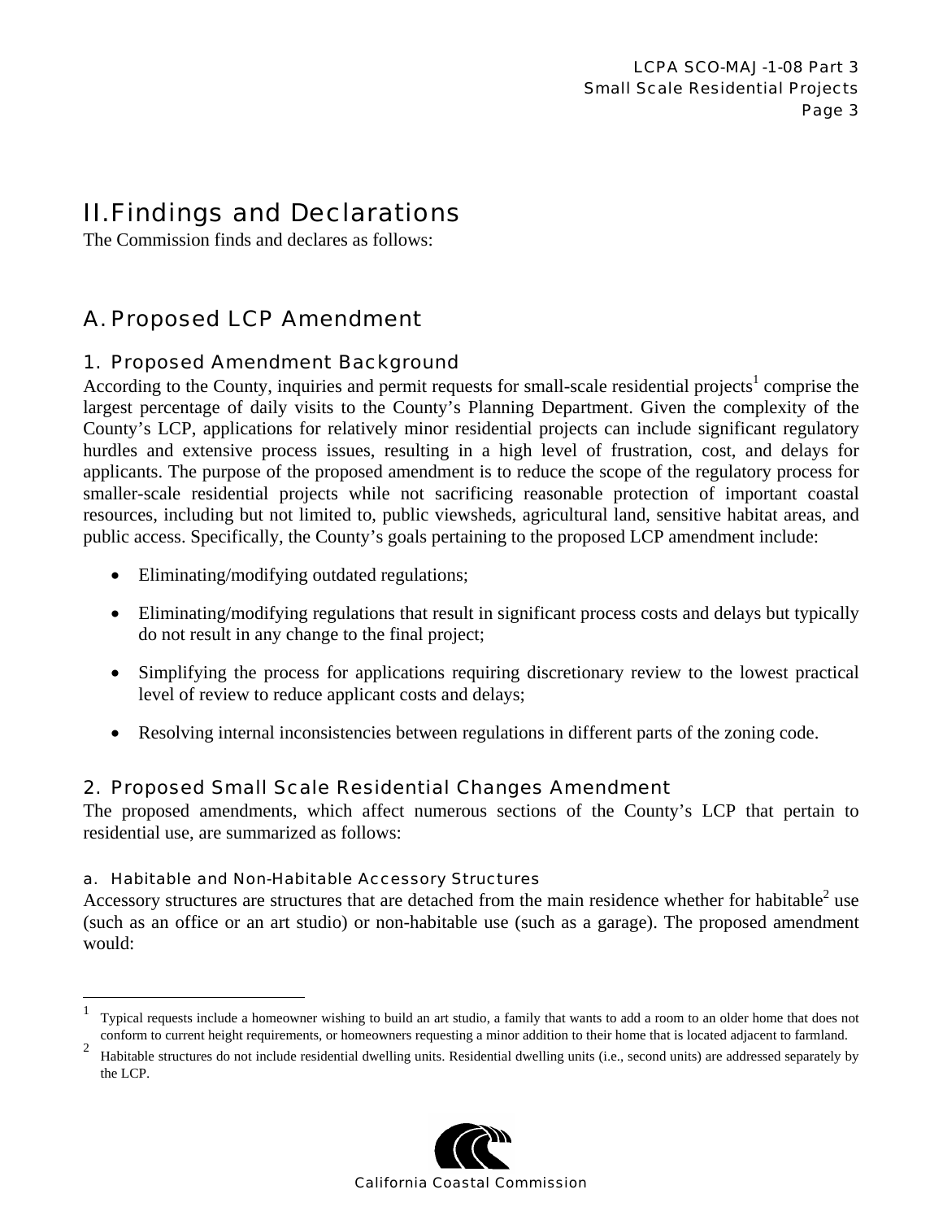# II. Findings and Declarations

The Commission finds and declares as follows:

## A. Proposed LCP Amendment

### 1. Proposed Amendment Background

According to the County, inquiries and permit requests for small-scale residential projects[1] comprise the largest percentage of daily visits to the County's Planning Department. Given the complexity of the County's LCP, applications for relatively minor residential projects can include significant regulatory hurdles and extensive process issues, resulting in a high level of frustration, cost, and delays for applicants. The purpose of the proposed amendment is to reduce the scope of the regulatory process for smaller-scale residential projects while not sacrificing reasonable protection of important coastal resources, including but not limited to, public viewsheds, agricultural land, sensitive habitat areas, and public access. Specifically, the County's goals pertaining to the proposed LCP amendment include:

- Eliminating/modifying outdated regulations;
- Eliminating/modifying regulations that result in significant process costs and delays but typically do not result in any change to the final project;
- Simplifying the process for applications requiring discretionary review to the lowest practical level of review to reduce applicant costs and delays;
- Resolving internal inconsistencies between regulations in different parts of the zoning code.

### 2. Proposed Small Scale Residential Changes Amendment

The proposed amendments, which affect numerous sections of the County's LCP that pertain to residential use, are summarized as follows:

#### a. Habitable and Non-Habitable Accessory Structures

Accessory structures are structures that are detached from the main residence whether for habitable[2] use (such as an office or an art studio) or non-habitable use (such as a garage). The proposed amendment would:

---

[1] Typical requests include a homeowner wishing to build an art studio, a family that wants to add a room to an older home that does not conform to current height requirements, or homeowners requesting a minor addition to their home that is located adjacent to farmland.

[2] Habitable structures do not include residential dwelling units. Residential dwelling units (i.e., second units) are addressed separately by the LCP.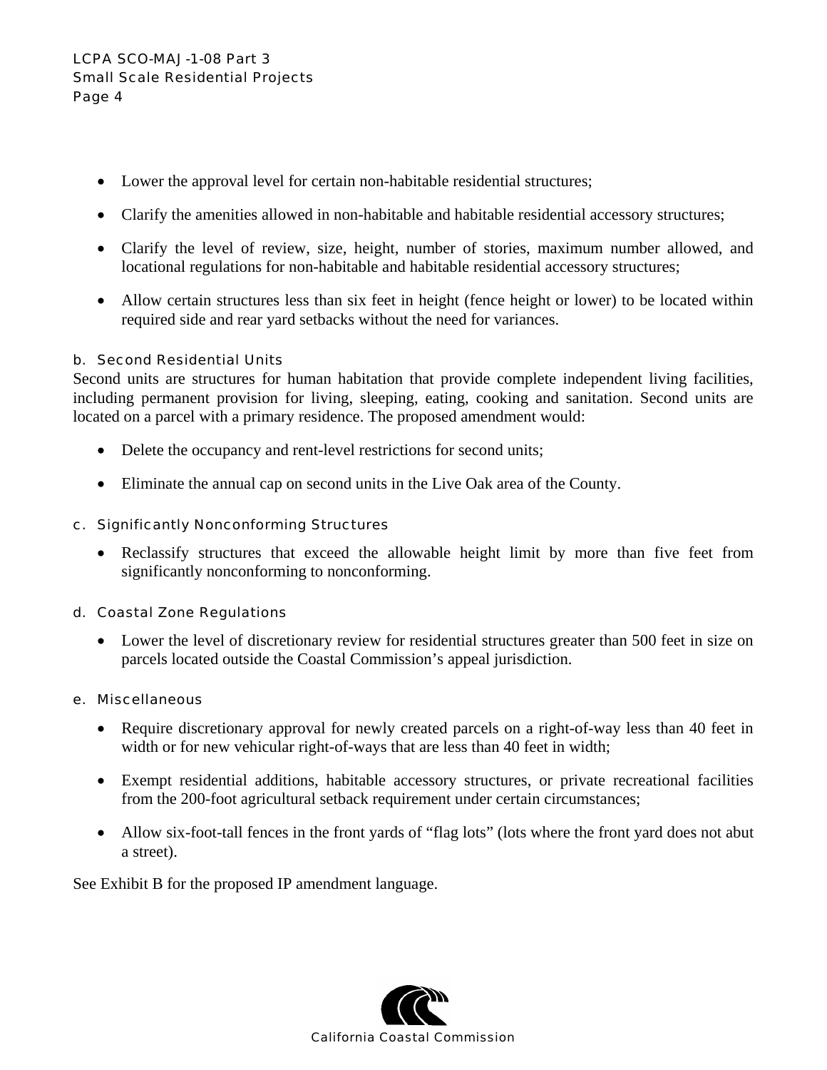- Lower the approval level for certain non-habitable residential structures;
- Clarify the amenities allowed in non-habitable and habitable residential accessory structures;
- Clarify the level of review, size, height, number of stories, maximum number allowed, and locational regulations for non-habitable and habitable residential accessory structures;
- Allow certain structures less than six feet in height (fence height or lower) to be located within required side and rear yard setbacks without the need for variances.

#### b. Second Residential Units

Second units are structures for human habitation that provide complete independent living facilities, including permanent provision for living, sleeping, eating, cooking and sanitation. Second units are located on a parcel with a primary residence. The proposed amendment would:

- Delete the occupancy and rent-level restrictions for second units;
- Eliminate the annual cap on second units in the Live Oak area of the County.

#### c. Significantly Nonconforming Structures

- Reclassify structures that exceed the allowable height limit by more than five feet from significantly nonconforming to nonconforming.

#### d. Coastal Zone Regulations

- Lower the level of discretionary review for residential structures greater than 500 feet in size on parcels located outside the Coastal Commission's appeal jurisdiction.

#### e. Miscellaneous

- Require discretionary approval for newly created parcels on a right-of-way less than 40 feet in width or for new vehicular right-of-ways that are less than 40 feet in width;
- Exempt residential additions, habitable accessory structures, or private recreational facilities from the 200-foot agricultural setback requirement under certain circumstances;
- Allow six-foot-tall fences in the front yards of "flag lots" (lots where the front yard does not abut a street).

See Exhibit B for the proposed IP amendment language.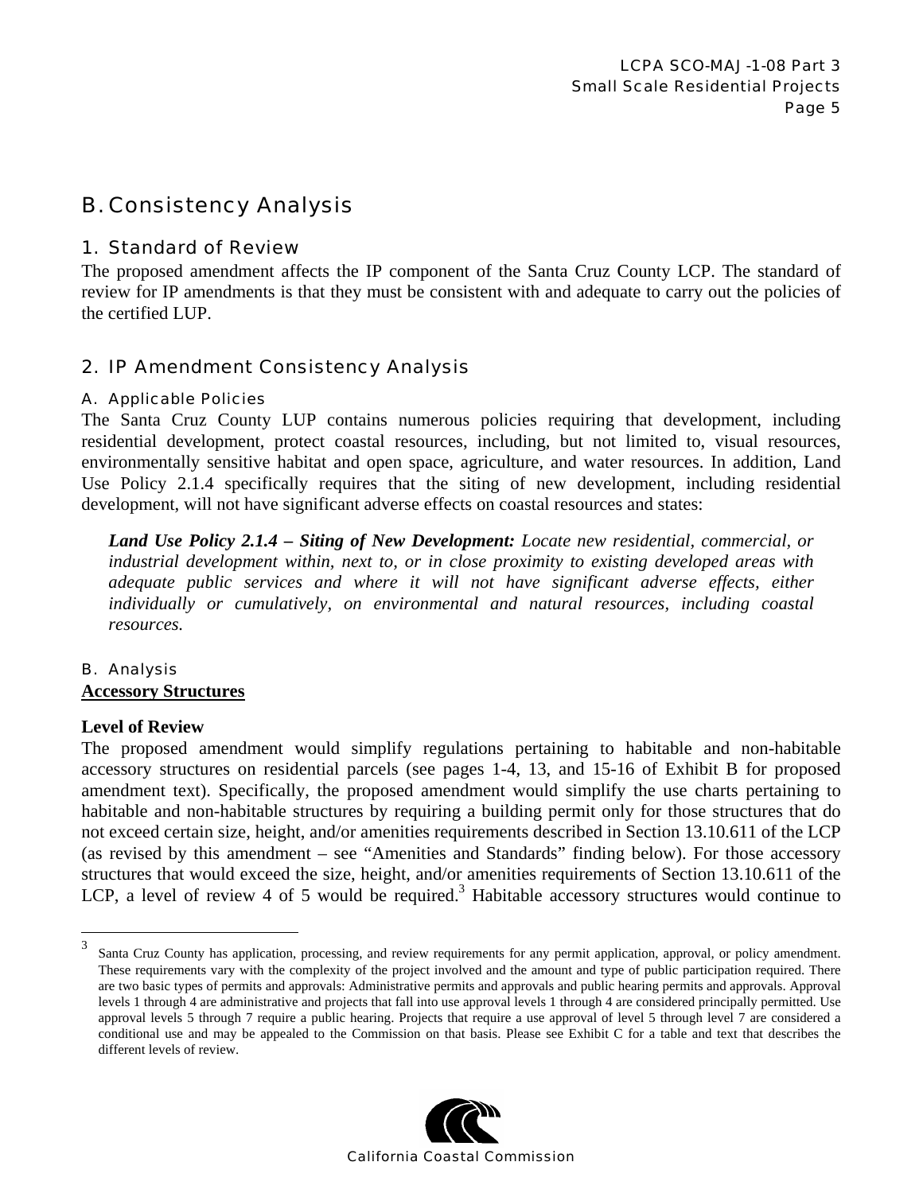## B. Consistency Analysis

### 1. Standard of Review

The proposed amendment affects the IP component of the Santa Cruz County LCP. The standard of review for IP amendments is that they must be consistent with and adequate to carry out the policies of the certified LUP.

### 2. IP Amendment Consistency Analysis

#### A. Applicable Policies

The Santa Cruz County LUP contains numerous policies requiring that development, including residential development, protect coastal resources, including, but not limited to, visual resources, environmentally sensitive habitat and open space, agriculture, and water resources. In addition, Land Use Policy 2.1.4 specifically requires that the siting of new development, including residential development, will not have significant adverse effects on coastal resources and states:

> ***Land Use Policy 2.1.4 – Siting of New Development:*** *Locate new residential, commercial, or industrial development within, next to, or in close proximity to existing developed areas with adequate public services and where it will not have significant adverse effects, either individually or cumulatively, on environmental and natural resources, including coastal resources.*

#### B. Analysis

**Accessory Structures**

**Level of Review**

The proposed amendment would simplify regulations pertaining to habitable and non-habitable accessory structures on residential parcels (see pages 1-4, 13, and 15-16 of Exhibit B for proposed amendment text). Specifically, the proposed amendment would simplify the use charts pertaining to habitable and non-habitable structures by requiring a building permit only for those structures that do not exceed certain size, height, and/or amenities requirements described in Section 13.10.611 of the LCP (as revised by this amendment – see "Amenities and Standards" finding below). For those accessory structures that would exceed the size, height, and/or amenities requirements of Section 13.10.611 of the LCP, a level of review 4 of 5 would be required.[3] Habitable accessory structures would continue to

[3] Santa Cruz County has application, processing, and review requirements for any permit application, approval, or policy amendment. These requirements vary with the complexity of the project involved and the amount and type of public participation required. There are two basic types of permits and approvals: Administrative permits and approvals and public hearing permits and approvals. Approval levels 1 through 4 are administrative and projects that fall into use approval levels 1 through 4 are considered principally permitted. Use approval levels 5 through 7 require a public hearing. Projects that require a use approval of level 5 through level 7 are considered a conditional use and may be appealed to the Commission on that basis. Please see Exhibit C for a table and text that describes the different levels of review.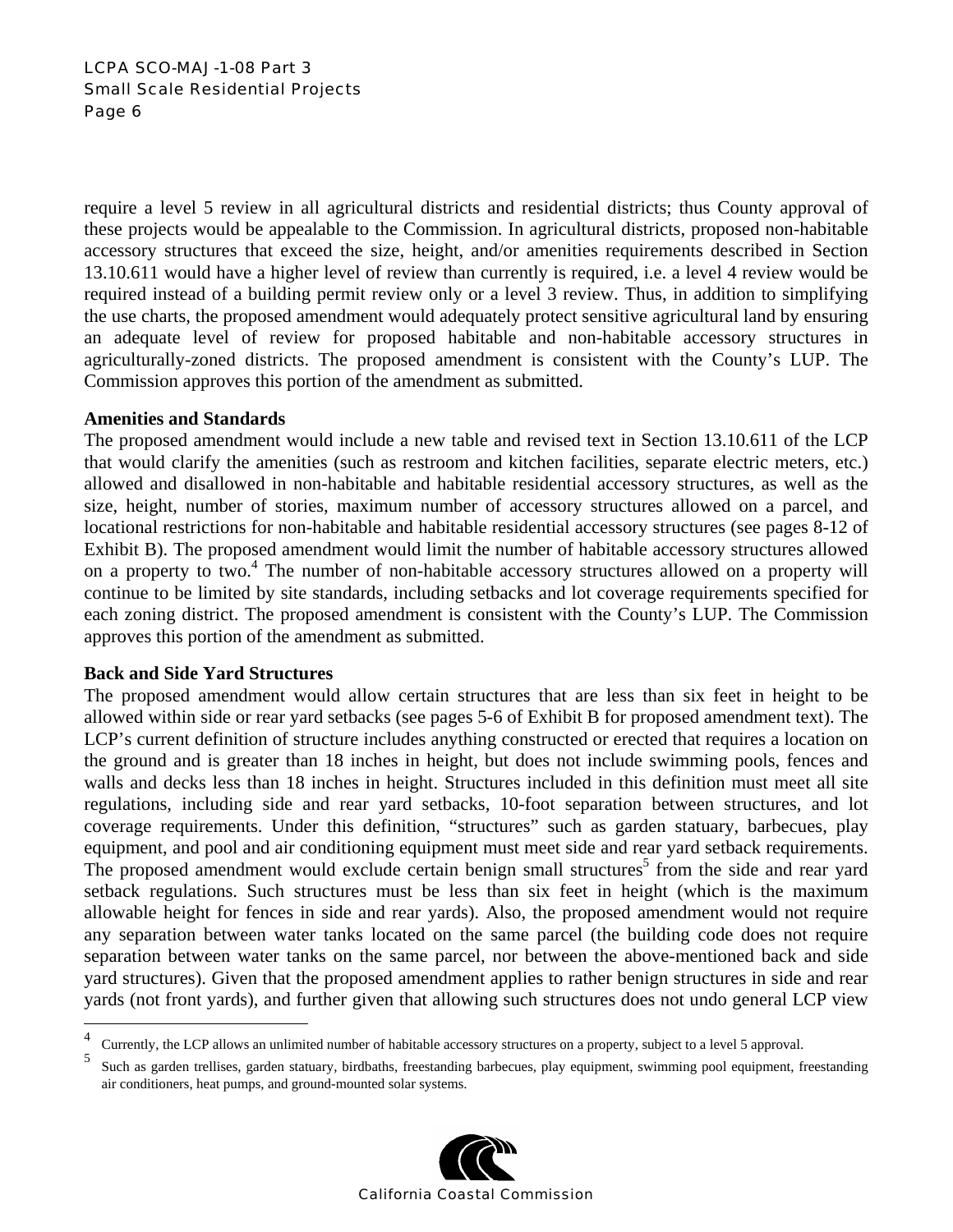require a level 5 review in all agricultural districts and residential districts; thus County approval of these projects would be appealable to the Commission. In agricultural districts, proposed non-habitable accessory structures that exceed the size, height, and/or amenities requirements described in Section 13.10.611 would have a higher level of review than currently is required, i.e. a level 4 review would be required instead of a building permit review only or a level 3 review. Thus, in addition to simplifying the use charts, the proposed amendment would adequately protect sensitive agricultural land by ensuring an adequate level of review for proposed habitable and non-habitable accessory structures in agriculturally-zoned districts. The proposed amendment is consistent with the County's LUP. The Commission approves this portion of the amendment as submitted.

**Amenities and Standards**

The proposed amendment would include a new table and revised text in Section 13.10.611 of the LCP that would clarify the amenities (such as restroom and kitchen facilities, separate electric meters, etc.) allowed and disallowed in non-habitable and habitable residential accessory structures, as well as the size, height, number of stories, maximum number of accessory structures allowed on a parcel, and locational restrictions for non-habitable and habitable residential accessory structures (see pages 8-12 of Exhibit B). The proposed amendment would limit the number of habitable accessory structures allowed on a property to two.[4] The number of non-habitable accessory structures allowed on a property will continue to be limited by site standards, including setbacks and lot coverage requirements specified for each zoning district. The proposed amendment is consistent with the County's LUP. The Commission approves this portion of the amendment as submitted.

**Back and Side Yard Structures**

The proposed amendment would allow certain structures that are less than six feet in height to be allowed within side or rear yard setbacks (see pages 5-6 of Exhibit B for proposed amendment text). The LCP's current definition of structure includes anything constructed or erected that requires a location on the ground and is greater than 18 inches in height, but does not include swimming pools, fences and walls and decks less than 18 inches in height. Structures included in this definition must meet all site regulations, including side and rear yard setbacks, 10-foot separation between structures, and lot coverage requirements. Under this definition, "structures" such as garden statuary, barbecues, play equipment, and pool and air conditioning equipment must meet side and rear yard setback requirements. The proposed amendment would exclude certain benign small structures[5] from the side and rear yard setback regulations. Such structures must be less than six feet in height (which is the maximum allowable height for fences in side and rear yards). Also, the proposed amendment would not require any separation between water tanks located on the same parcel (the building code does not require separation between water tanks on the same parcel, nor between the above-mentioned back and side yard structures). Given that the proposed amendment applies to rather benign structures in side and rear yards (not front yards), and further given that allowing such structures does not undo general LCP view

---

[4] Currently, the LCP allows an unlimited number of habitable accessory structures on a property, subject to a level 5 approval.

[5] Such as garden trellises, garden statuary, birdbaths, freestanding barbecues, play equipment, swimming pool equipment, freestanding air conditioners, heat pumps, and ground-mounted solar systems.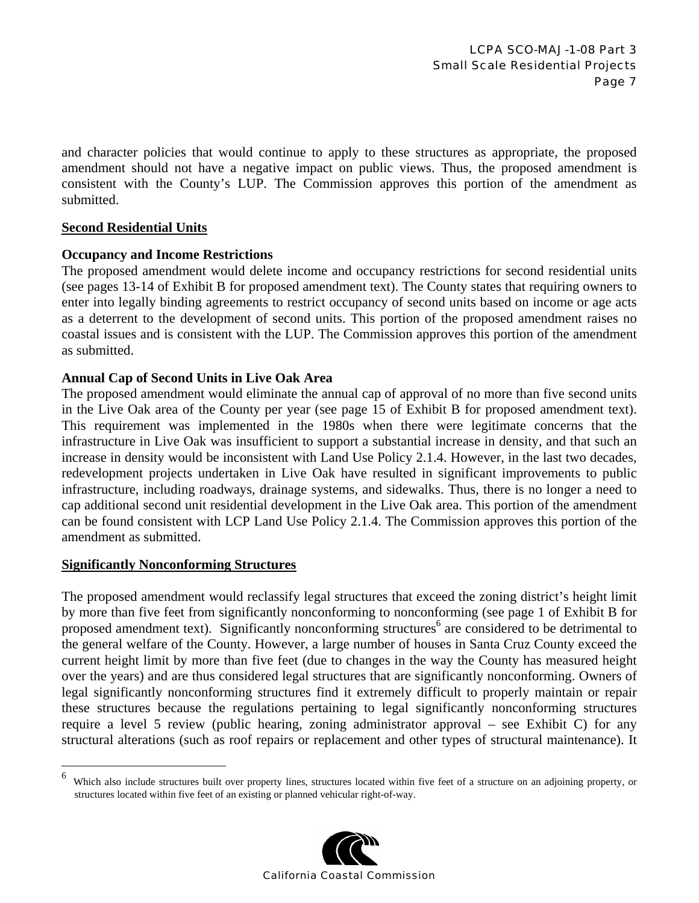and character policies that would continue to apply to these structures as appropriate, the proposed amendment should not have a negative impact on public views. Thus, the proposed amendment is consistent with the County's LUP. The Commission approves this portion of the amendment as submitted.

**<u>Second Residential Units</u>**

**Occupancy and Income Restrictions**

The proposed amendment would delete income and occupancy restrictions for second residential units (see pages 13-14 of Exhibit B for proposed amendment text). The County states that requiring owners to enter into legally binding agreements to restrict occupancy of second units based on income or age acts as a deterrent to the development of second units. This portion of the proposed amendment raises no coastal issues and is consistent with the LUP. The Commission approves this portion of the amendment as submitted.

**Annual Cap of Second Units in Live Oak Area**

The proposed amendment would eliminate the annual cap of approval of no more than five second units in the Live Oak area of the County per year (see page 15 of Exhibit B for proposed amendment text). This requirement was implemented in the 1980s when there were legitimate concerns that the infrastructure in Live Oak was insufficient to support a substantial increase in density, and that such an increase in density would be inconsistent with Land Use Policy 2.1.4. However, in the last two decades, redevelopment projects undertaken in Live Oak have resulted in significant improvements to public infrastructure, including roadways, drainage systems, and sidewalks. Thus, there is no longer a need to cap additional second unit residential development in the Live Oak area. This portion of the amendment can be found consistent with LCP Land Use Policy 2.1.4. The Commission approves this portion of the amendment as submitted.

**<u>Significantly Nonconforming Structures</u>**

The proposed amendment would reclassify legal structures that exceed the zoning district's height limit by more than five feet from significantly nonconforming to nonconforming (see page 1 of Exhibit B for proposed amendment text). Significantly nonconforming structures[6] are considered to be detrimental to the general welfare of the County. However, a large number of houses in Santa Cruz County exceed the current height limit by more than five feet (due to changes in the way the County has measured height over the years) and are thus considered legal structures that are significantly nonconforming. Owners of legal significantly nonconforming structures find it extremely difficult to properly maintain or repair these structures because the regulations pertaining to legal significantly nonconforming structures require a level 5 review (public hearing, zoning administrator approval – see Exhibit C) for any structural alterations (such as roof repairs or replacement and other types of structural maintenance). It

---

[6] Which also include structures built over property lines, structures located within five feet of a structure on an adjoining property, or structures located within five feet of an existing or planned vehicular right-of-way.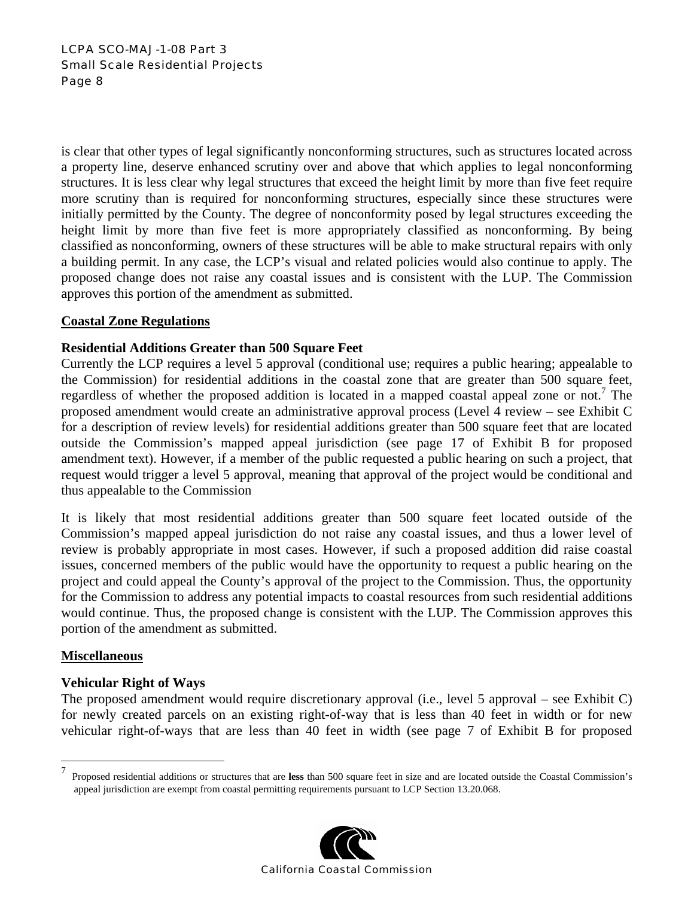is clear that other types of legal significantly nonconforming structures, such as structures located across a property line, deserve enhanced scrutiny over and above that which applies to legal nonconforming structures. It is less clear why legal structures that exceed the height limit by more than five feet require more scrutiny than is required for nonconforming structures, especially since these structures were initially permitted by the County. The degree of nonconformity posed by legal structures exceeding the height limit by more than five feet is more appropriately classified as nonconforming. By being classified as nonconforming, owners of these structures will be able to make structural repairs with only a building permit. In any case, the LCP's visual and related policies would also continue to apply. The proposed change does not raise any coastal issues and is consistent with the LUP. The Commission approves this portion of the amendment as submitted.

**Coastal Zone Regulations**

**Residential Additions Greater than 500 Square Feet**

Currently the LCP requires a level 5 approval (conditional use; requires a public hearing; appealable to the Commission) for residential additions in the coastal zone that are greater than 500 square feet, regardless of whether the proposed addition is located in a mapped coastal appeal zone or not.[7] The proposed amendment would create an administrative approval process (Level 4 review – see Exhibit C for a description of review levels) for residential additions greater than 500 square feet that are located outside the Commission's mapped appeal jurisdiction (see page 17 of Exhibit B for proposed amendment text). However, if a member of the public requested a public hearing on such a project, that request would trigger a level 5 approval, meaning that approval of the project would be conditional and thus appealable to the Commission

It is likely that most residential additions greater than 500 square feet located outside of the Commission's mapped appeal jurisdiction do not raise any coastal issues, and thus a lower level of review is probably appropriate in most cases. However, if such a proposed addition did raise coastal issues, concerned members of the public would have the opportunity to request a public hearing on the project and could appeal the County's approval of the project to the Commission. Thus, the opportunity for the Commission to address any potential impacts to coastal resources from such residential additions would continue. Thus, the proposed change is consistent with the LUP. The Commission approves this portion of the amendment as submitted.

**Miscellaneous**

**Vehicular Right of Ways**

The proposed amendment would require discretionary approval (i.e., level 5 approval – see Exhibit C) for newly created parcels on an existing right-of-way that is less than 40 feet in width or for new vehicular right-of-ways that are less than 40 feet in width (see page 7 of Exhibit B for proposed

---

[7] Proposed residential additions or structures that are **less** than 500 square feet in size and are located outside the Coastal Commission's appeal jurisdiction are exempt from coastal permitting requirements pursuant to LCP Section 13.20.068.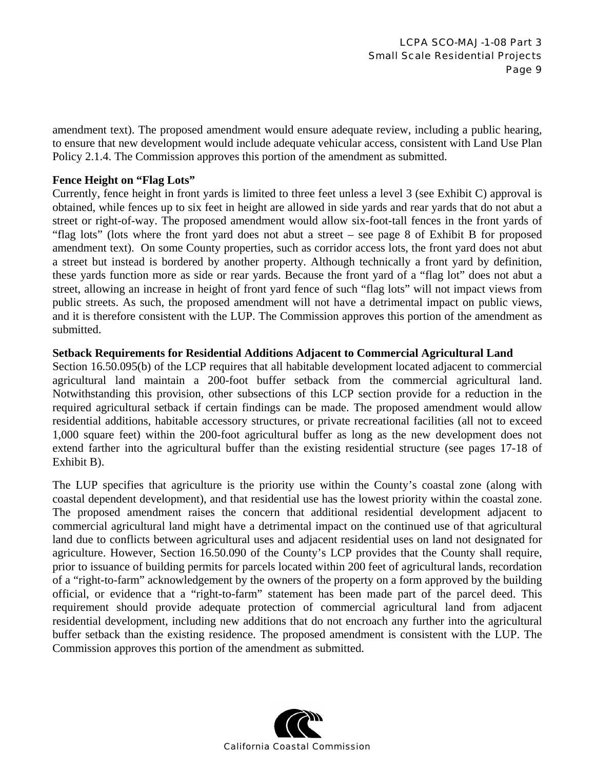amendment text). The proposed amendment would ensure adequate review, including a public hearing, to ensure that new development would include adequate vehicular access, consistent with Land Use Plan Policy 2.1.4. The Commission approves this portion of the amendment as submitted.

**Fence Height on "Flag Lots"**

Currently, fence height in front yards is limited to three feet unless a level 3 (see Exhibit C) approval is obtained, while fences up to six feet in height are allowed in side yards and rear yards that do not abut a street or right-of-way. The proposed amendment would allow six-foot-tall fences in the front yards of "flag lots" (lots where the front yard does not abut a street – see page 8 of Exhibit B for proposed amendment text). On some County properties, such as corridor access lots, the front yard does not abut a street but instead is bordered by another property. Although technically a front yard by definition, these yards function more as side or rear yards. Because the front yard of a "flag lot" does not abut a street, allowing an increase in height of front yard fence of such "flag lots" will not impact views from public streets. As such, the proposed amendment will not have a detrimental impact on public views, and it is therefore consistent with the LUP. The Commission approves this portion of the amendment as submitted.

**Setback Requirements for Residential Additions Adjacent to Commercial Agricultural Land**

Section 16.50.095(b) of the LCP requires that all habitable development located adjacent to commercial agricultural land maintain a 200-foot buffer setback from the commercial agricultural land. Notwithstanding this provision, other subsections of this LCP section provide for a reduction in the required agricultural setback if certain findings can be made. The proposed amendment would allow residential additions, habitable accessory structures, or private recreational facilities (all not to exceed 1,000 square feet) within the 200-foot agricultural buffer as long as the new development does not extend farther into the agricultural buffer than the existing residential structure (see pages 17-18 of Exhibit B).

The LUP specifies that agriculture is the priority use within the County's coastal zone (along with coastal dependent development), and that residential use has the lowest priority within the coastal zone. The proposed amendment raises the concern that additional residential development adjacent to commercial agricultural land might have a detrimental impact on the continued use of that agricultural land due to conflicts between agricultural uses and adjacent residential uses on land not designated for agriculture. However, Section 16.50.090 of the County's LCP provides that the County shall require, prior to issuance of building permits for parcels located within 200 feet of agricultural lands, recordation of a "right-to-farm" acknowledgement by the owners of the property on a form approved by the building official, or evidence that a "right-to-farm" statement has been made part of the parcel deed. This requirement should provide adequate protection of commercial agricultural land from adjacent residential development, including new additions that do not encroach any further into the agricultural buffer setback than the existing residence. The proposed amendment is consistent with the LUP. The Commission approves this portion of the amendment as submitted.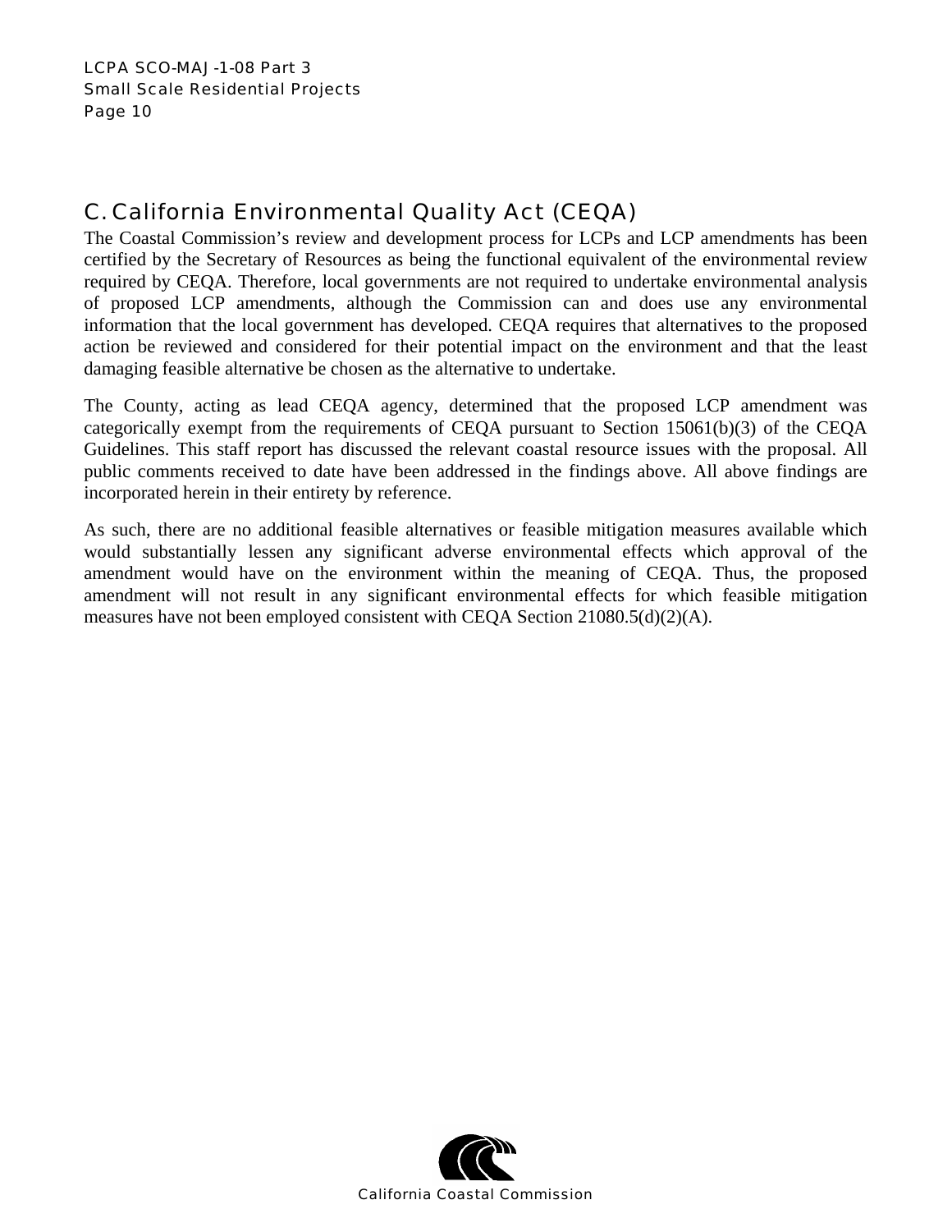## C. California Environmental Quality Act (CEQA)

The Coastal Commission's review and development process for LCPs and LCP amendments has been certified by the Secretary of Resources as being the functional equivalent of the environmental review required by CEQA. Therefore, local governments are not required to undertake environmental analysis of proposed LCP amendments, although the Commission can and does use any environmental information that the local government has developed. CEQA requires that alternatives to the proposed action be reviewed and considered for their potential impact on the environment and that the least damaging feasible alternative be chosen as the alternative to undertake.

The County, acting as lead CEQA agency, determined that the proposed LCP amendment was categorically exempt from the requirements of CEQA pursuant to Section 15061(b)(3) of the CEQA Guidelines. This staff report has discussed the relevant coastal resource issues with the proposal. All public comments received to date have been addressed in the findings above. All above findings are incorporated herein in their entirety by reference.

As such, there are no additional feasible alternatives or feasible mitigation measures available which would substantially lessen any significant adverse environmental effects which approval of the amendment would have on the environment within the meaning of CEQA. Thus, the proposed amendment will not result in any significant environmental effects for which feasible mitigation measures have not been employed consistent with CEQA Section 21080.5(d)(2)(A).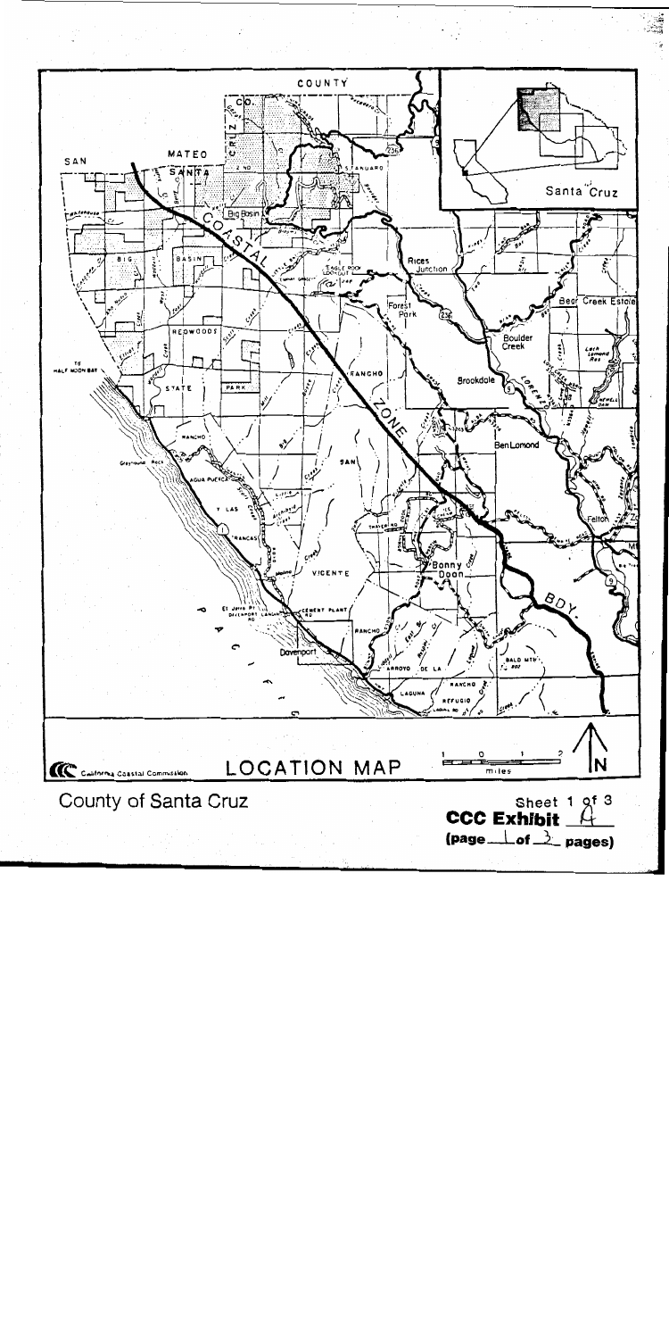LOCATION MAP

County of Santa Cruz

Sheet 1 of 3

**CCC Exhibit A**

**(page 1 of 3 pages)**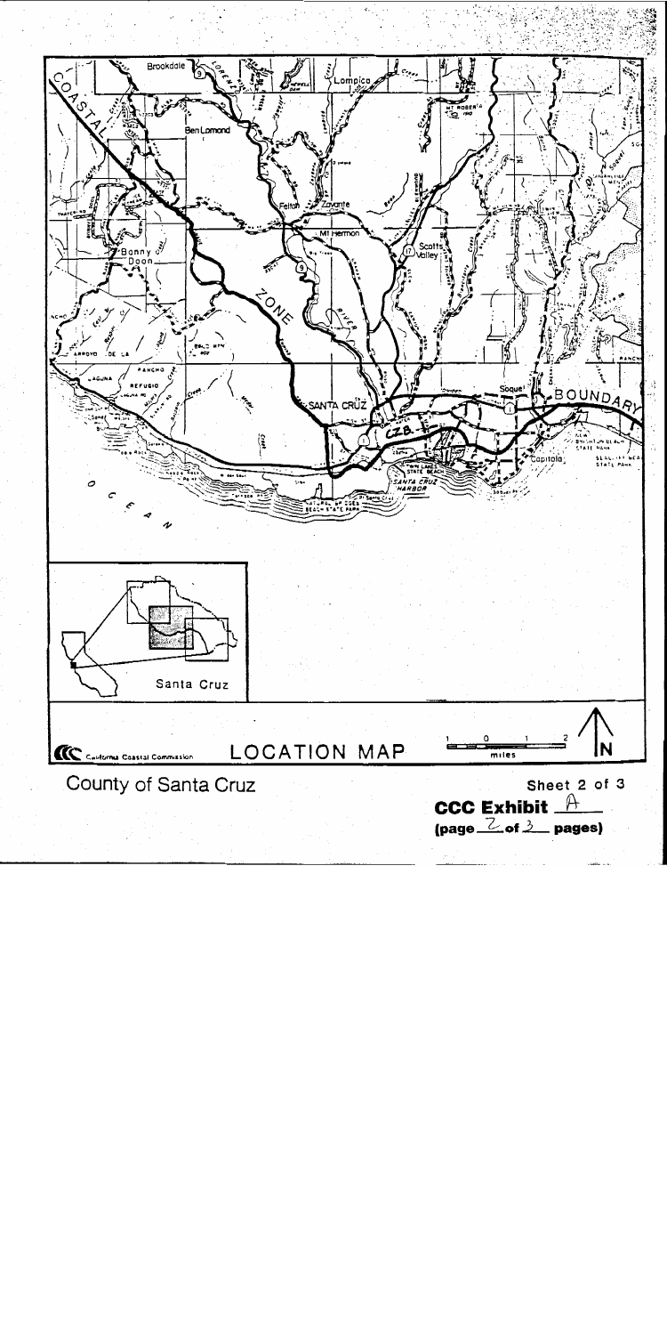LOCATION MAP

County of Santa Cruz

Sheet 2 of 3

**CCC Exhibit** A

**(page** 2 **of** 3 **pages)**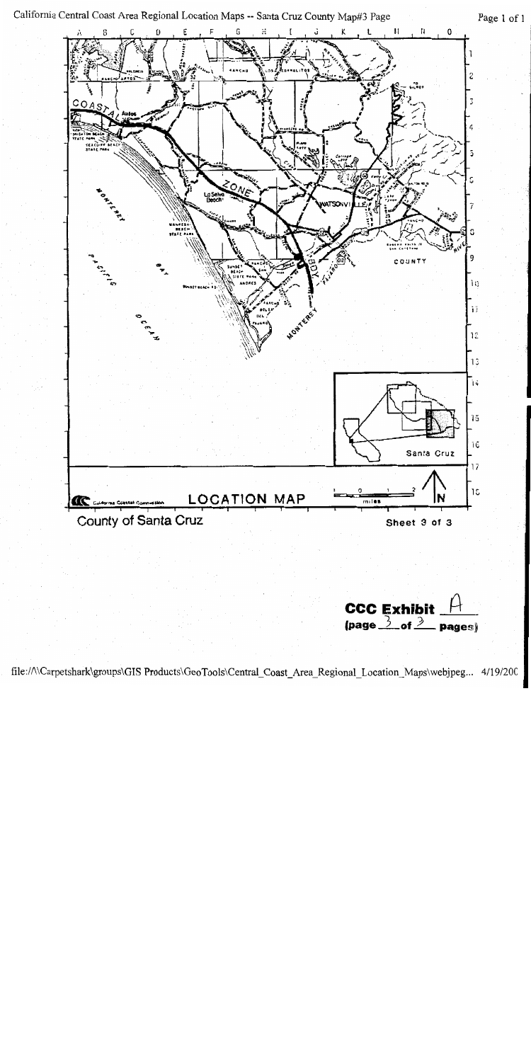California Central Coast Area Regional Location Maps -- Santa Cruz County Map#3 Page

LOCATION MAP

County of Santa Cruz

Sheet 3 of 3

**CCC Exhibit** A
**(page** 3 **of** 3 **pages)**

file://\\Carpetshark\groups\GIS Products\GeoTools\Central_Coast_Area_Regional_Location_Maps\webjpeg... 4/19/200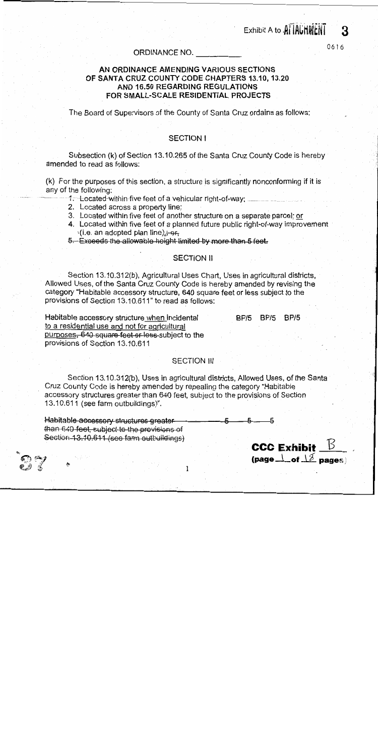Exhibit A to ATTACHMENT 3

0616

ORDINANCE NO. ________

**AN ORDINANCE AMENDING VARIOUS SECTIONS OF SANTA CRUZ COUNTY CODE CHAPTERS 13.10, 13.20 AND 16.50 REGARDING REGULATIONS FOR SMALL-SCALE RESIDENTIAL PROJECTS**

The Board of Supervisors of the County of Santa Cruz ordains as follows:

## SECTION I

Subsection (k) of Section 13.10.265 of the Santa Cruz County Code is hereby amended to read as follows:

(k) For the purposes of this section, a structure is significantly nonconforming if it is any of the following:

1. ~~Located within five feet of a vehicular right-of-way;~~
2. Located across a property line;
3. Located within five feet of another structure on a separate parcel; or
4. Located within five feet of a planned future public right-of-way improvement (i.e. an adopted plan line).~~; or,~~
5. ~~Exceeds the allowable height limited by more than 5 feet.~~

## SECTION II

Section 13.10.312(b), Agricultural Uses Chart, Uses in agricultural districts, Allowed Uses, of the Santa Cruz County Code is hereby amended by revising the category "Habitable accessory structure, 640 square feet or less subject to the provisions of Section 13.10.611" to read as follows:

| | | | |
|---|---|---|---|
| Habitable accessory structure when incidental to a residential use and not for agricultural purposes~~, 640 square feet or less~~ subject to the provisions of Section 13.10.611 | BP/5 | BP/5 | BP/5 |

## SECTION III

Section 13.10.312(b), Uses in agricultural districts, Allowed Uses, of the Santa Cruz County Code is hereby amended by repealing the category "Habitable accessory structures greater than 640 feet, subject to the provisions of Section 13.10.611 (see farm outbuildings)".

| | | | |
|---|---|---|---|
| ~~Habitable accessory structures greater than 640 feet, subject to the provisions of Section 13.10.611 (see farm outbuildings)~~ | ~~5~~ | ~~5~~ | ~~5~~ |

**CCC Exhibit** B
**(page** 1 **of** 18 **pages)**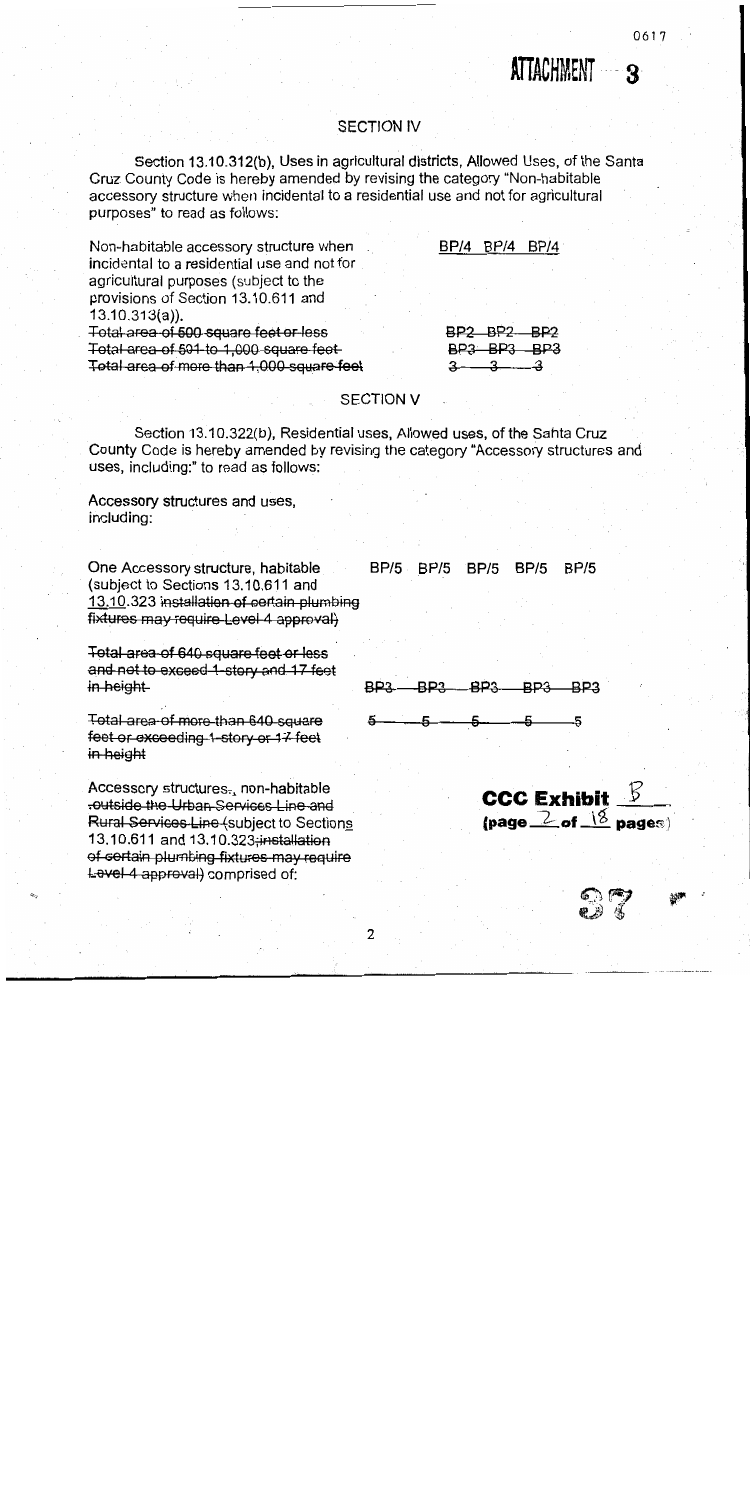# ATTACHMENT 3

## SECTION IV

Section 13.10.312(b), Uses in agricultural districts, Allowed Uses, of the Santa Cruz County Code is hereby amended by revising the category "Non-habitable accessory structure when incidental to a residential use and not for agricultural purposes" to read as follows:

| | | | |
|---|---|---|---|
| Non-habitable accessory structure when incidental to a residential use and not for agricultural purposes (subject to the provisions of Section 13.10.611 and 13.10.313(a)). | BP/4 | BP/4 | BP/4 |
| ~~Total area of 500 square feet or less~~ | ~~BP2~~ | ~~BP2~~ | ~~BP2~~ |
| ~~Total area of 501 to 1,000 square feet~~ | ~~BP3~~ | ~~BP3~~ | ~~BP3~~ |
| ~~Total area of more than 1,000 square feet~~ | ~~3~~ | ~~3~~ | ~~3~~ |

## SECTION V

Section 13.10.322(b), Residential uses, Allowed uses, of the Santa Cruz County Code is hereby amended by revising the category "Accessory structures and uses, including:" to read as follows:

Accessory structures and uses, including:

| | | | | | |
|---|---|---|---|---|---|
| One Accessory structure, habitable (subject to Sections 13.10.611 and 13.10.323 ~~installation of certain plumbing fixtures may require Level 4 approval~~) | BP/5 | BP/5 | BP/5 | BP/5 | BP/5 |
| ~~Total area of 640 square feet or less and not to exceed 1-story and 17 feet in height~~ | ~~BP3~~ | ~~BP3~~ | ~~BP3~~ | ~~BP3~~ | ~~BP3~~ |
| ~~Total area of more than 640 square feet or exceeding 1-story or 17 feet in height~~ | ~~5~~ | ~~5~~ | ~~5~~ | ~~5~~ | ~~5~~ |

Accessory structures~~.~~, non-habitable ~~outside the Urban Services Line and Rural Services Line~~ (subject to Sections 13.10.611 and 13.10.323~~;installation of certain plumbing fixtures may require Level 4 approval~~) comprised of:

**CCC Exhibit** B
**(page** 2 **of** 18 **pages)**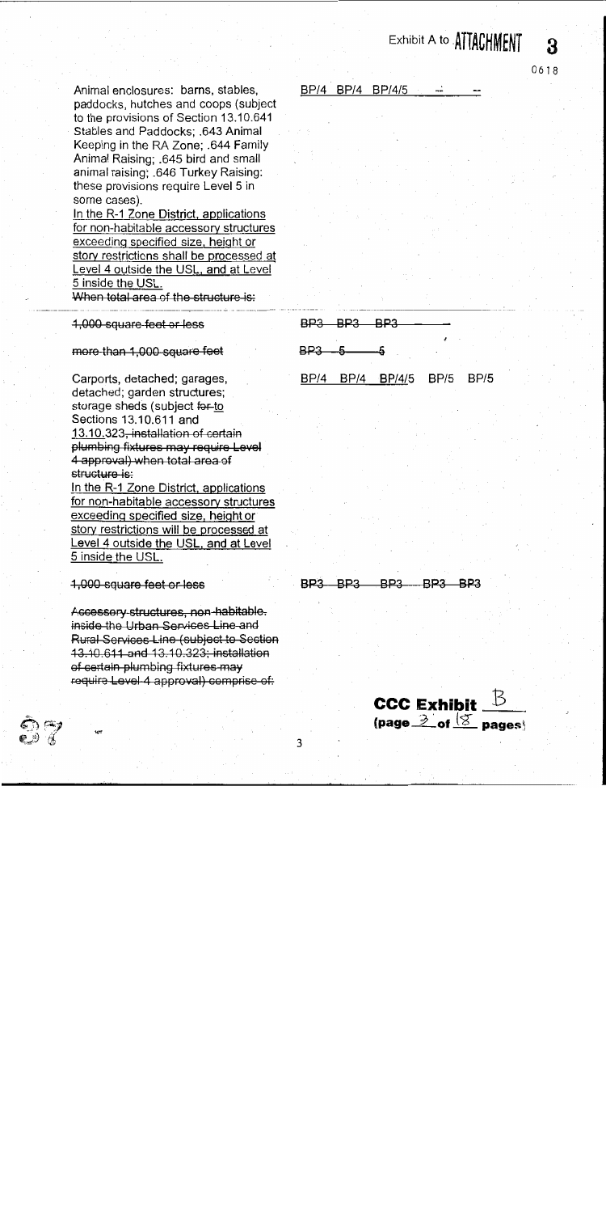Exhibit A to ATTACHMENT 3

| | | | | | |
|---|---|---|---|---|---|
| Animal enclosures: barns, stables, paddocks, hutches and coops (subject to the provisions of Section 13.10.641 Stables and Paddocks; .643 Animal Keeping in the RA Zone; .644 Family Animal Raising; .645 bird and small animal raising; .646 Turkey Raising: these provisions require Level 5 in some cases). In the R-1 Zone District, applications for non-habitable accessory structures exceeding specified size, height or story restrictions shall be processed at Level 4 outside the USL, and at Level 5 inside the USL. ~~When total area of the structure is:~~ | BP/4 | BP/4 | BP/4/5 | -- | -- |
| ~~1,000 square feet or less~~ | ~~BP3~~ | ~~BP3~~ | ~~BP3~~ | ~~--~~ | ~~--~~ |
| ~~more than 1,000 square feet~~ | ~~BP3~~ | ~~5~~ | ~~5~~ | | |
| Carports, detached; garages, detached; garden structures; storage sheds (subject ~~for~~ to Sections 13.10.611 and 13.10.323~~, installation of certain plumbing fixtures may require Level 4 approval) when total area of structure is:~~ In the R-1 Zone District, applications for non-habitable accessory structures exceeding specified size, height or story restrictions will be processed at Level 4 outside the USL, and at Level 5 inside the USL. | BP/4 | BP/4 | BP/4/5 | BP/5 | BP/5 |
| ~~1,000 square feet or less~~ | ~~BP3~~ | ~~BP3~~ | ~~BP3~~ | ~~BP3~~ | ~~BP3~~ |
| ~~Accessory structures, non-habitable, inside the Urban Services Line and Rural Services Line (subject to Section 13.10.611 and 13.10.323; installation of certain plumbing fixtures may require Level 4 approval) comprise of:~~ | | | | | |

**CCC Exhibit** B
(page 3 of 18 pages)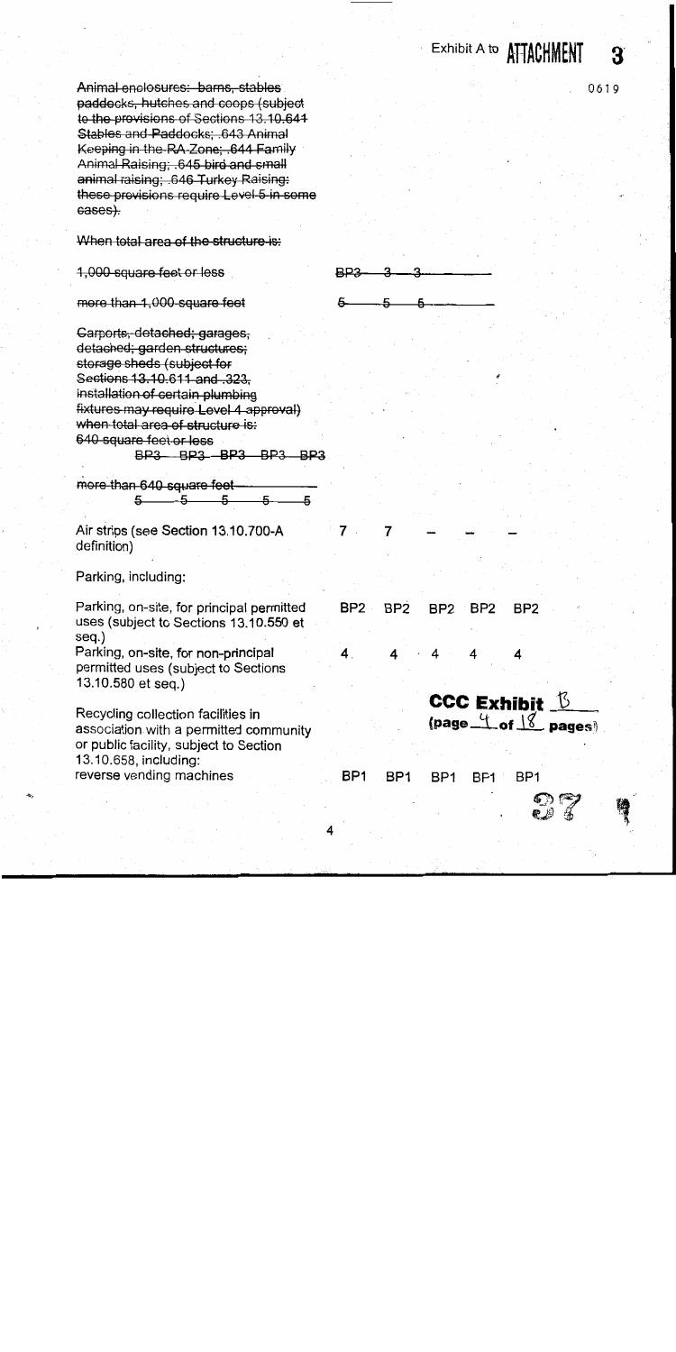Exhibit A to ATTACHMENT 3

0619

~~Animal enclosures: barns, stables paddocks, hutches and coops (subject to the provisions of Sections 13.10.641 Stables and Paddocks; .643 Animal Keeping in the RA Zone; .644 Family Animal Raising; .645 bird and small animal raising; .646 Turkey Raising: these provisions require Level 5 in some cases).~~

~~When total area of the structure is:~~

| | | | | | |
|---|---|---|---|---|---|
| ~~1,000 square feet or less~~ | ~~BP3~~ | ~~3~~ | ~~3~~ | ~~—~~ | ~~—~~ |
| ~~more than 1,000 square feet~~ | ~~5~~ | ~~5~~ | ~~5~~ | ~~—~~ | ~~—~~ |

~~Carports, detached; garages, detached; garden structures; storage sheds (subject for Sections 13.10.611 and .323, installation of certain plumbing fixtures may require Level 4 approval) when total area of structure is:~~

| | | | | | |
|---|---|---|---|---|---|
| ~~640 square feet or less~~ | ~~BP3~~ | ~~BP3~~ | ~~BP3~~ | ~~BP3~~ | ~~BP3~~ |
| ~~more than 640 square feet~~ | ~~5~~ | ~~5~~ | ~~5~~ | ~~5~~ | ~~5~~ |
| Air strips (see Section 13.10.700-A definition) | 7 | 7 | — | — | — |
| Parking, including: | | | | | |
| Parking, on-site, for principal permitted uses (subject to Sections 13.10.550 et seq.) | BP2 | BP2 | BP2 | BP2 | BP2 |
| Parking, on-site, for non-principal permitted uses (subject to Sections 13.10.580 et seq.) | 4 | 4 | 4 | 4 | 4 |
| Recycling collection facilities in association with a permitted community or public facility, subject to Section 13.10.658, including: | | | | | |
| reverse vending machines | BP1 | BP1 | BP1 | BP1 | BP1 |

**CCC Exhibit** B
**(page** 4 **of** 18 **pages)**

37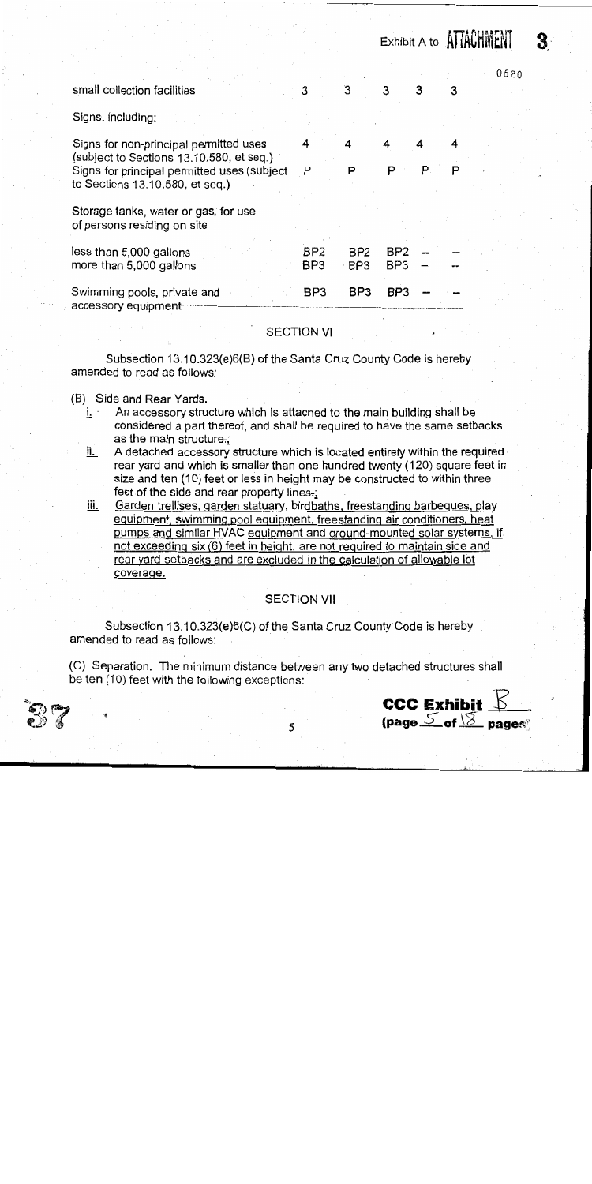| | | | | | |
|---|---|---|---|---|---|
| small collection facilities | 3 | 3 | 3 | 3 | 3 |
| Signs, including: | | | | | |
| Signs for non-principal permitted uses (subject to Sections 13.10.580, et seq.) | 4 | 4 | 4 | 4 | 4 |
| Signs for principal permitted uses (subject to Sections 13.10.580, et seq.) | P | P | P | P | P |
| Storage tanks, water or gas, for use of persons residing on site | | | | | |
| less than 5,000 gallons | BP2 | BP2 | BP2 | -- | -- |
| more than 5,000 gallons | BP3 | BP3 | BP3 | -- | -- |
| Swimming pools, private and accessory equipment | BP3 | BP3 | BP3 | -- | -- |

## SECTION VI

Subsection 13.10.323(e)6(B) of the Santa Cruz County Code is hereby amended to read as follows:

(B) Side and Rear Yards.

i. An accessory structure which is attached to the main building shall be considered a part thereof, and shall be required to have the same setbacks as the main structure.;

ii. A detached accessory structure which is located entirely within the required rear yard and which is smaller than one hundred twenty (120) square feet in size and ten (10) feet or less in height may be constructed to within three feet of the side and rear property lines.;

iii. Garden trellises, garden statuary, birdbaths, freestanding barbeques, play equipment, swimming pool equipment, freestanding air conditioners, heat pumps and similar HVAC equipment and ground-mounted solar systems, if not exceeding six (6) feet in height, are not required to maintain side and rear yard setbacks and are excluded in the calculation of allowable lot coverage.

## SECTION VII

Subsection 13.10.323(e)6(C) of the Santa Cruz County Code is hereby amended to read as follows:

(C) Separation. The minimum distance between any two detached structures shall be ten (10) feet with the following exceptions: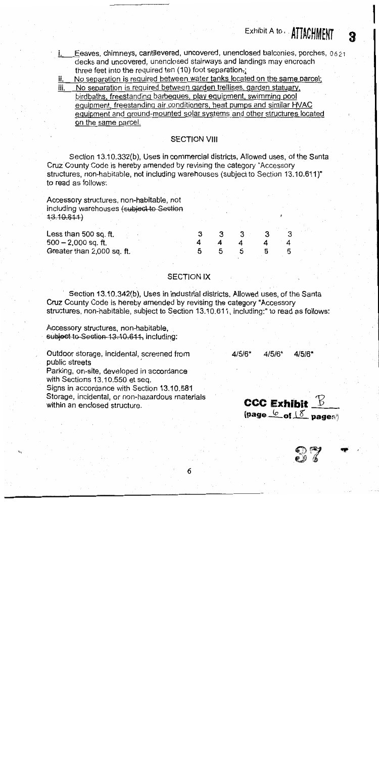i. Eeaves, chimneys, cantilevered, uncovered, unenclosed balconies, porches, decks and uncovered, unenclosed stairways and landings may encroach three feet into the required ten (10) foot separation.;

ii. No separation is required between water tanks located on the same parcel;

iii. No separation is required between garden trellises, garden statuary, birdbaths, freestanding barbeques, play equipment, swimming pool equipment, freestanding air conditioners, heat pumps and similar HVAC equipment and ground-mounted solar systems and other structures located on the same parcel.

## SECTION VIII

Section 13.10.332(b), Uses in commercial districts, Allowed uses, of the Santa Cruz County Code is hereby amended by revising the category "Accessory structures, non-habitable, not including warehouses (subject to Section 13.10.611)" to read as follows:

Accessory structures, non-habitable, not including warehouses ~~(subject to Section 13.10.611)~~

| | | | | | |
|---|---|---|---|---|---|
| Less than 500 sq. ft. | 3 | 3 | 3 | 3 | 3 |
| 500 – 2,000 sq. ft. | 4 | 4 | 4 | 4 | 4 |
| Greater than 2,000 sq. ft. | 5 | 5 | 5 | 5 | 5 |

## SECTION IX

Section 13.10.342(b), Uses in industrial districts, Allowed uses, of the Santa Cruz County Code is hereby amended by revising the category "Accessory structures, non-habitable, subject to Section 13.10.611, including:" to read as follows:

Accessory structures, non-habitable, ~~subject to Section 13.10.611~~, including:

| | | | |
|---|---|---|---|
| Outdoor storage, incidental, screened from public streets | 4/5/6* | 4/5/6* | 4/5/6* |
| Parking, on-site, developed in accordance with Sections 13.10.550 et seq. | | | |
| Signs in accordance with Section 13.10.581 | | | |
| Storage, incidental, or non-hazardous materials within an enclosed structure. | | | |

CCC Exhibit B
(page 6 of 18 pages)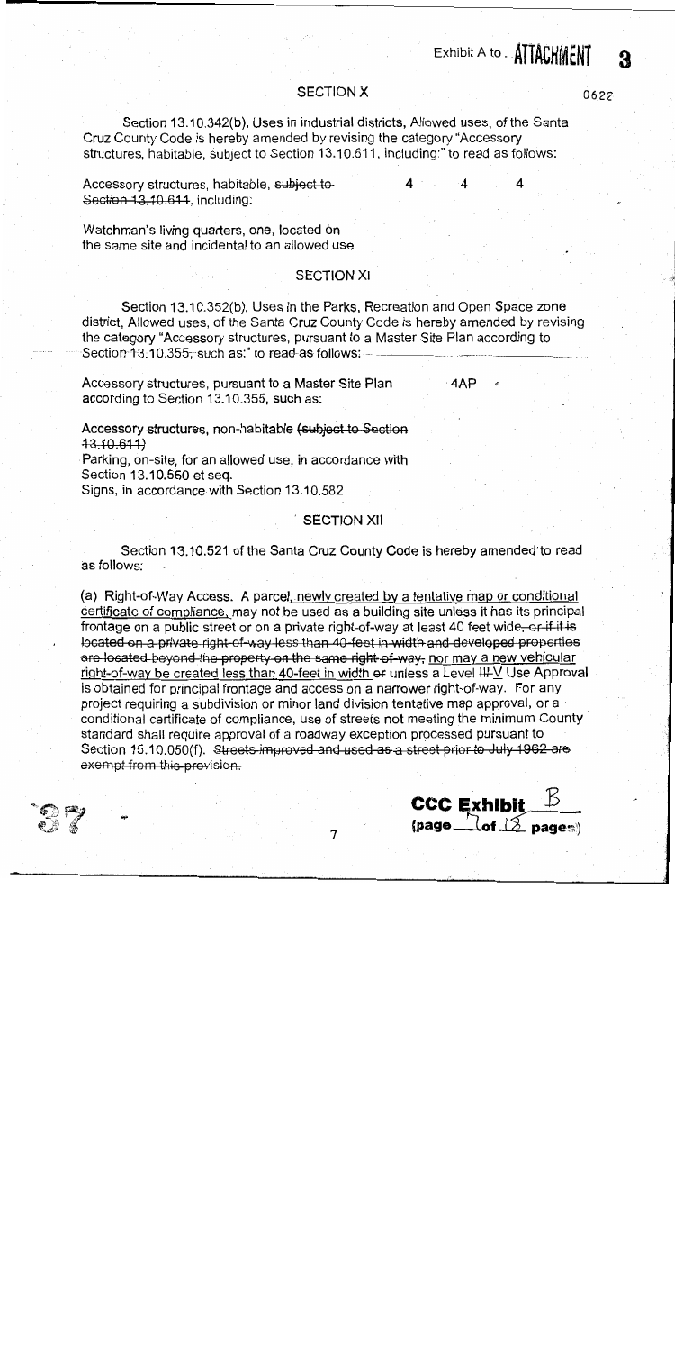Exhibit A to . ATTACHMENT 3

## SECTION X

Section 13.10.342(b), Uses in industrial districts, Allowed uses, of the Santa Cruz County Code is hereby amended by revising the category "Accessory structures, habitable, subject to Section 13.10.611, including:" to read as follows:

| | | | |
|---|---|---|---|
| Accessory structures, habitable, ~~subject to Section 13.10.611~~, including: | 4 | 4 | 4 |
| Watchman's living quarters, one, located on the same site and incidental to an allowed use | | | |

## SECTION XI

Section 13.10.352(b), Uses in the Parks, Recreation and Open Space zone district, Allowed uses, of the Santa Cruz County Code is hereby amended by revising the category "Accessory structures, pursuant to a Master Site Plan according to Section 13.10.355, such as:" to read as follows:

| | |
|---|---|
| Accessory structures, pursuant to a Master Site Plan according to Section 13.10.355, such as: | 4AP |
| Accessory structures, non-habitable ~~(subject to Section 13.10.611)~~ | |
| Parking, on-site, for an allowed use, in accordance with Section 13.10.550 et seq. | |
| Signs, in accordance with Section 13.10.582 | |

## SECTION XII

Section 13.10.521 of the Santa Cruz County Code is hereby amended to read as follows:

(a) Right-of-Way Access. A parcel, newly created by a tentative map or conditional certificate of compliance, may not be used as a building site unless it has its principal frontage on a public street or on a private right-of-way at least 40 feet wide~~, or if it is located on a private right-of-way less than 40 feet in width and developed properties are located beyond the property on the same right-of-way,~~ nor may a new vehicular right-of-way be created less than 40-feet in width ~~or~~ unless a Level ~~III~~ V Use Approval is obtained for principal frontage and access on a narrower right-of-way. For any project requiring a subdivision or minor land division tentative map approval, or a conditional certificate of compliance, use of streets not meeting the minimum County standard shall require approval of a roadway exception processed pursuant to Section 15.10.050(f). ~~Streets improved and used as a street prior to July 1962 are exempt from this provision.~~

CCC Exhibit B (page 7 of 18 pages)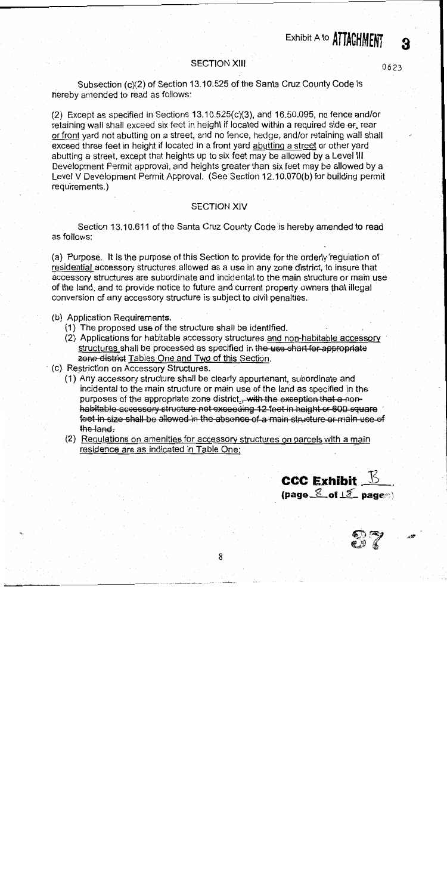## SECTION XIII

Subsection (c)(2) of Section 13.10.525 of the Santa Cruz County Code is hereby amended to read as follows:

(2) Except as specified in Sections 13.10.525(c)(3), and 16.50.095, no fence and/or retaining wall shall exceed six feet in height if located within a required side ~~or~~, rear or front yard not abutting on a street, and no fence, hedge, and/or retaining wall shall exceed three feet in height if located in a front yard abutting a street or other yard abutting a street, except that heights up to six feet may be allowed by a Level III Development Permit approval, and heights greater than six feet may be allowed by a Level V Development Permit Approval. (See Section 12.10.070(b) for building permit requirements.)

## SECTION XIV

Section 13.10.611 of the Santa Cruz County Code is hereby amended to read as follows:

(a) Purpose. It is the purpose of this Section to provide for the orderly regulation of residential accessory structures allowed as a use in any zone district, to insure that accessory structures are subordinate and incidental to the main structure or main use of the land, and to provide notice to future and current property owners that illegal conversion of any accessory structure is subject to civil penalties.

(b) Application Requirements.

(1) The proposed use of the structure shall be identified.

(2) Applications for habitable accessory structures and non-habitable accessory structures shall be processed as specified in ~~the use chart for appropriate zone district~~ Tables One and Two of this Section.

(c) Restriction on Accessory Structures.

(1) Any accessory structure shall be clearly appurtenant, subordinate and incidental to the main structure or main use of the land as specified in the purposes of the appropriate zone district.~~, with the exception that a non-habitable accessory structure not exceeding 12 feet in height or 600 square feet in size shall be allowed in the absence of a main structure or main use of the land.~~

(2) Regulations on amenities for accessory structures on parcels with a main residence are as indicated in Table One: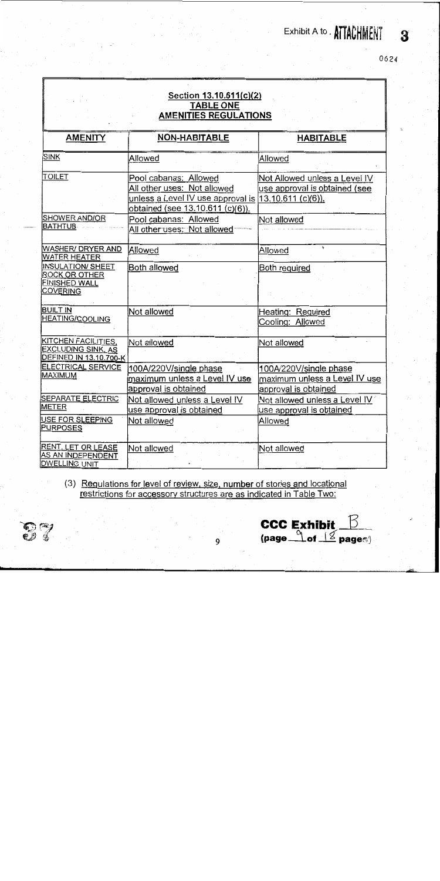## Section 13.10.611(c)(2)
## TABLE ONE
## AMENITIES REGULATIONS

| AMENITY | NON-HABITABLE | HABITABLE |
|---|---|---|
| SINK | Allowed | Allowed |
| TOILET | Pool cabanas: Allowed<br>All other uses: Not allowed unless a Level IV use approval is obtained (see 13.10.611 (c)(6)). | Not Allowed unless a Level IV use approval is obtained (see 13.10.611 (c)(6)). |
| SHOWER AND/OR BATHTUB | Pool cabanas: Allowed<br>All other uses: Not allowed | Not allowed |
| WASHER/ DRYER AND WATER HEATER | Allowed | Allowed |
| INSULATION/ SHEET ROCK OR OTHER FINISHED WALL COVERING | Both allowed | Both required |
| BUILT IN HEATING/COOLING | Not allowed | Heating: Required<br>Cooling: Allowed |
| KITCHEN FACILITIES, EXCLUDING SINK, AS DEFINED IN 13.10.700-K | Not allowed | Not allowed |
| ELECTRICAL SERVICE MAXIMUM | 100A/220V/single phase maximum unless a Level IV use approval is obtained | 100A/220V/single phase maximum unless a Level IV use approval is obtained |
| SEPARATE ELECTRIC METER | Not allowed unless a Level IV use approval is obtained | Not allowed unless a Level IV use approval is obtained |
| USE FOR SLEEPING PURPOSES | Not allowed | Allowed |
| RENT, LET OR LEASE AS AN INDEPENDENT DWELLING UNIT | Not allowed | Not allowed |

(3) Regulations for level of review, number of stories and locational restrictions for accessory structures are as indicated in Table Two: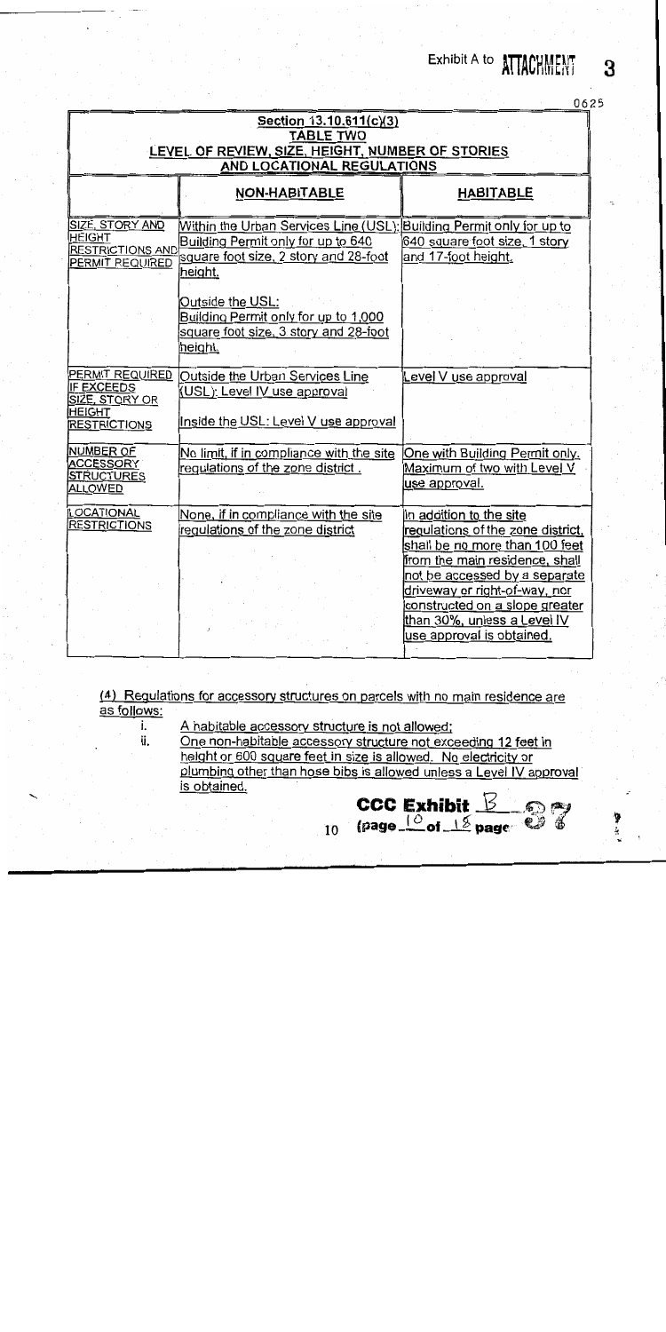**Section 13.10.611(c)(3)**
**TABLE TWO**
**LEVEL OF REVIEW, SIZE, HEIGHT, NUMBER OF STORIES AND LOCATIONAL REGULATIONS**

| | NON-HABITABLE | HABITABLE |
| --- | --- | --- |
| SIZE, STORY AND HEIGHT RESTRICTIONS AND PERMIT REQUIRED | Within the Urban Services Line (USL): Building Permit only for up to 640 square foot size, 2 story and 28-foot height.<br><br>Outside the USL: Building Permit only for up to 1,000 square foot size, 3 story and 28-foot height. | Building Permit only for up to 640 square foot size, 1 story and 17-foot height. |
| PERMIT REQUIRED IF EXCEEDS SIZE, STORY OR HEIGHT RESTRICTIONS | Outside the Urban Services Line (USL): Level IV use approval<br><br>Inside the USL: Level V use approval | Level V use approval |
| NUMBER OF ACCESSORY STRUCTURES ALLOWED | No limit, if in compliance with the site regulations of the zone district . | One with Building Permit only. Maximum of two with Level V use approval. |
| LOCATIONAL RESTRICTIONS | None, if in compliance with the site regulations of the zone district | In addition to the site regulations of the zone district, shall be no more than 100 feet from the main residence, shall not be accessed by a separate driveway or right-of-way, nor constructed on a slope greater than 30%, unless a Level IV use approval is obtained. |

(4) Regulations for accessory structures on parcels with no main residence are as follows:

i. A habitable accessory structure is not allowed;

ii. One non-habitable accessory structure not exceeding 12 feet in height or 600 square feet in size is allowed. No electricity or plumbing other than hose bibs is allowed unless a Level IV approval is obtained.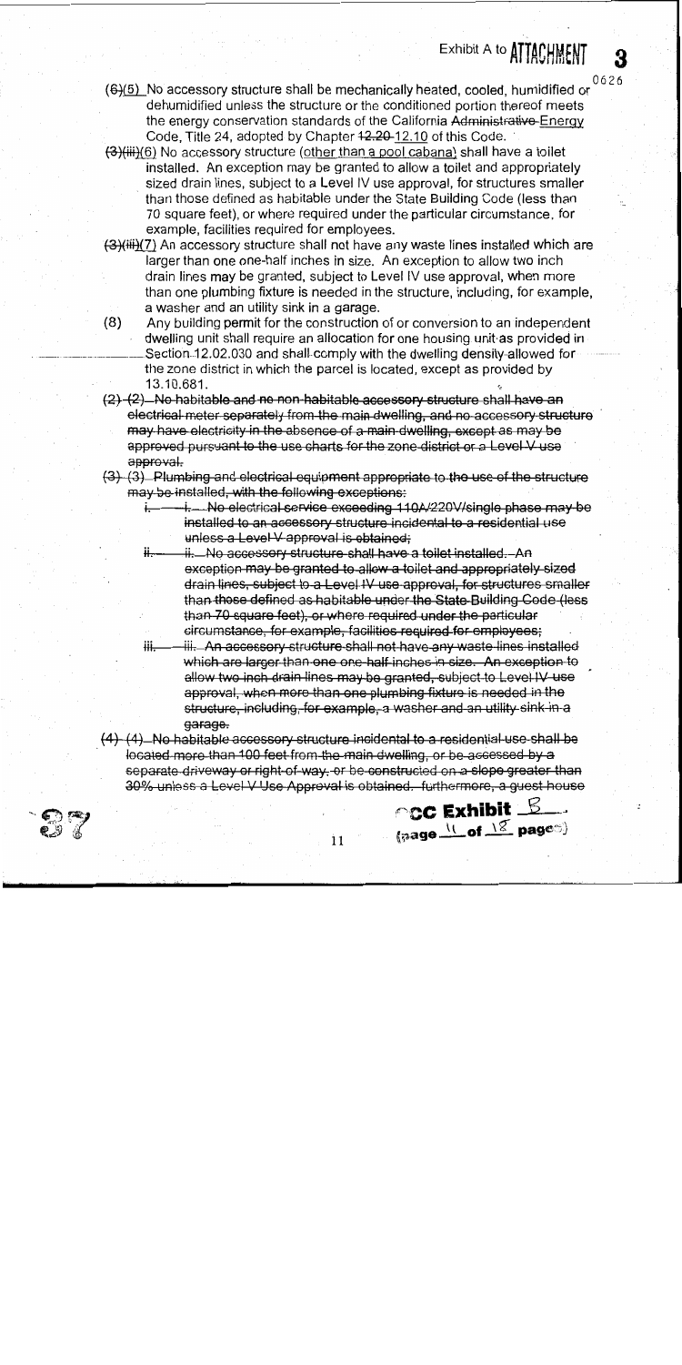(6)(5) No accessory structure shall be mechanically heated, cooled, humidified or dehumidified unless the structure or the conditioned portion thereof meets the energy conservation standards of the California Administrative Energy Code, Title 24, adopted by Chapter 12.20 12.10 of this Code.

(3)(iii)(6) No accessory structure (other than a pool cabana) shall have a toilet installed. An exception may be granted to allow a toilet and appropriately sized drain lines, subject to a Level IV use approval, for structures smaller than those defined as habitable under the State Building Code (less than 70 square feet), or where required under the particular circumstance, for example, facilities required for employees.

(3)(iii)(7) An accessory structure shall not have any waste lines installed which are larger than one one-half inches in size. An exception to allow two inch drain lines may be granted, subject to Level IV use approval, when more than one plumbing fixture is needed in the structure, including, for example, a washer and an utility sink in a garage.

(8) Any building permit for the construction of or conversion to an independent dwelling unit shall require an allocation for one housing unit as provided in Section 12.02.030 and shall comply with the dwelling density allowed for the zone district in which the parcel is located, except as provided by 13.10.681.

~~(2) (2) No habitable and no non-habitable accessory structure shall have an electrical meter separately from the main dwelling, and no accessory structure may have electricity in the absence of a main dwelling, except as may be approved pursuant to the use charts for the zone district or a Level V use approval.~~

~~(3) (3) Plumbing and electrical equipment appropriate to the use of the structure may be installed, with the following exceptions:~~

- ~~i. i. No electrical service exceeding 110A/220V/single phase may be installed to an accessory structure incidental to a residential use unless a Level V approval is obtained;~~
- ~~ii. ii. No accessory structure shall have a toilet installed. An exception may be granted to allow a toilet and appropriately sized drain lines, subject to a Level IV use approval, for structures smaller than those defined as habitable under the State Building Code (less than 70 square feet), or where required under the particular circumstance, for example, facilities required for employees;~~
- ~~iii. iii. An accessory structure shall not have any waste lines installed which are larger than one one-half inches in size. An exception to allow two inch drain lines may be granted, subject to Level IV use approval, when more than one plumbing fixture is needed in the structure, including, for example, a washer and an utility sink in a garage.~~

~~(4) (4) No habitable accessory structure incidental to a residential use shall be located more than 100 feet from the main dwelling, or be accessed by a separate driveway or right-of-way, or be constructed on a slope greater than 30% unless a Level V Use Approval is obtained. furthermore, a guest house~~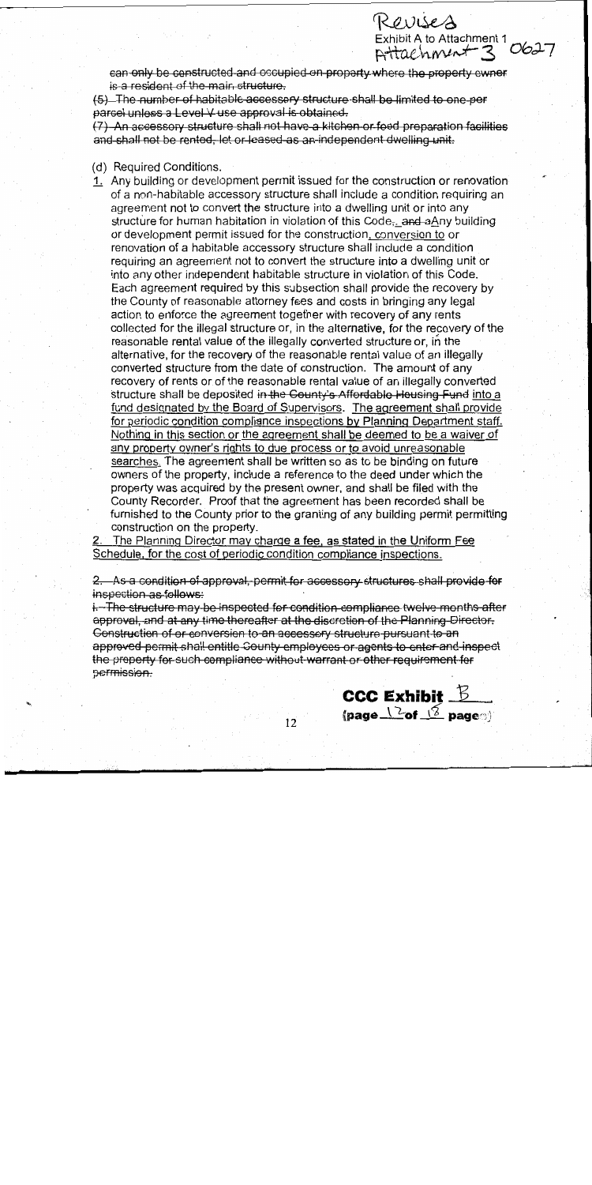Revised
Exhibit A to Attachment 1
Attachment 3 0627

~~can only be constructed and occupied on property where the property owner is a resident of the main structure.~~

~~(5) The number of habitable accessory structure shall be limited to one per parcel unless a Level V use approval is obtained.~~

~~(7) An accessory structure shall not have a kitchen or food preparation facilities and shall not be rented, let or leased as an independent dwelling unit.~~

(d) Required Conditions.

1. Any building or development permit issued for the construction or renovation of a non-habitable accessory structure shall include a condition requiring an agreement not to convert the structure into a dwelling unit or into any structure for human habitation in violation of this Code~~,~~. ~~and a~~Any building or development permit issued for the construction, conversion to or renovation of a habitable accessory structure shall include a condition requiring an agreement not to convert the structure into a dwelling unit or into any other independent habitable structure in violation of this Code. Each agreement required by this subsection shall provide the recovery by the County of reasonable attorney fees and costs in bringing any legal action to enforce the agreement together with recovery of any rents collected for the illegal structure or, in the alternative, for the recovery of the reasonable rental value of the illegally converted structure or, in the alternative, for the recovery of the reasonable rental value of an illegally converted structure from the date of construction. The amount of any recovery of rents or of the reasonable rental value of an illegally converted structure shall be deposited ~~in the County's Affordable Housing Fund~~ into a fund designated by the Board of Supervisors. The agreement shall provide for periodic condition compliance inspections by Planning Department staff. Nothing in this section or the agreement shall be deemed to be a waiver of any property owner's rights to due process or to avoid unreasonable searches. The agreement shall be written so as to be binding on future owners of the property, include a reference to the deed under which the property was acquired by the present owner, and shall be filed with the County Recorder. Proof that the agreement has been recorded shall be furnished to the County prior to the granting of any building permit permitting construction on the property.

2. The Planning Director may charge a fee, as stated in the Uniform Fee Schedule, for the cost of periodic condition compliance inspections.

~~2. As a condition of approval, permit for accessory structures shall provide for inspection as follows:~~

~~i. The structure may be inspected for condition compliance twelve months after approval, and at any time thereafter at the discretion of the Planning Director. Construction of or conversion to an accessory structure pursuant to an approved permit shall entitle County employees or agents to enter and inspect the property for such compliance without warrant or other requirement for permission.~~

**CCC Exhibit** B
(page 12 of 18 pages)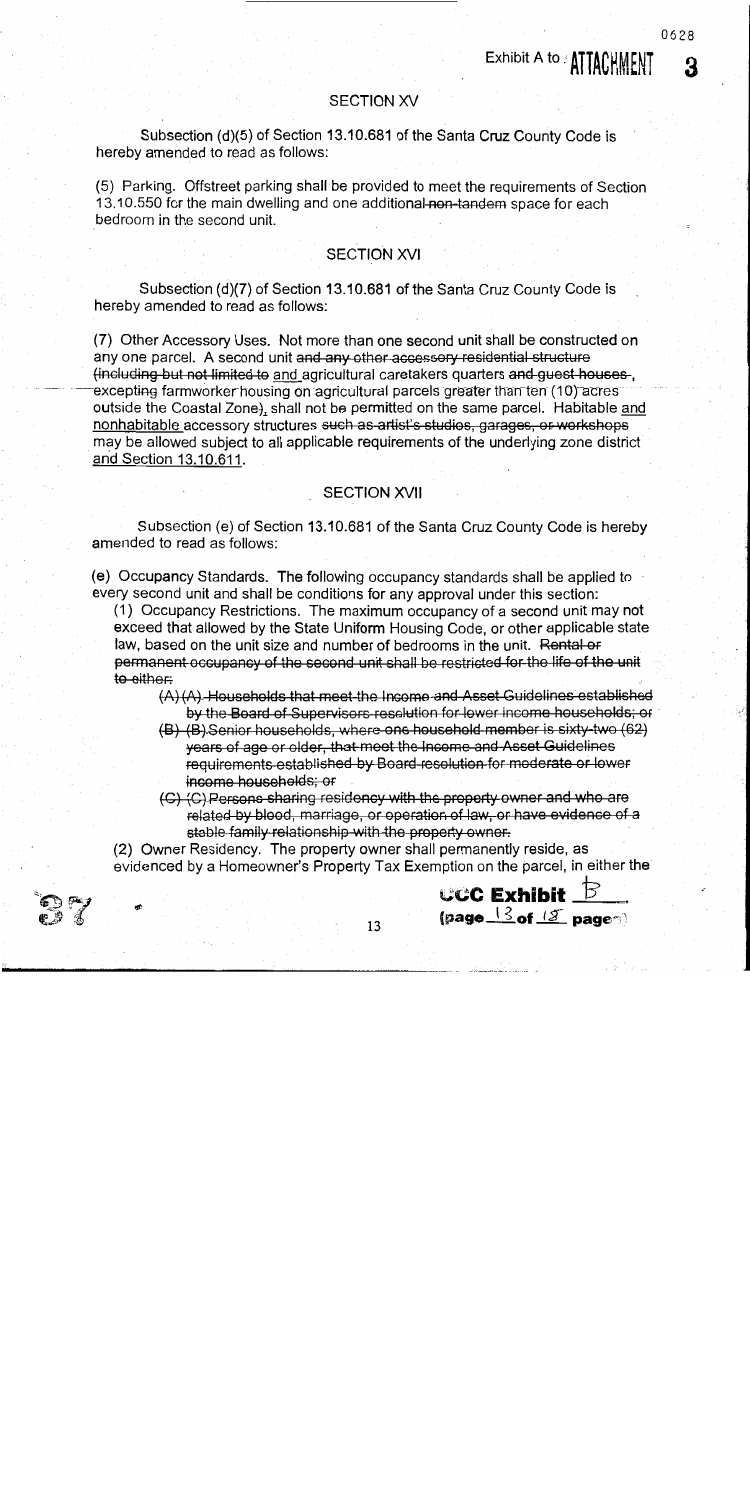## SECTION XV

Subsection (d)(5) of Section 13.10.681 of the Santa Cruz County Code is hereby amended to read as follows:

(5) Parking. Offstreet parking shall be provided to meet the requirements of Section 13.10.550 for the main dwelling and one additional ~~non-tandem~~ space for each bedroom in the second unit.

## SECTION XVI

Subsection (d)(7) of Section 13.10.681 of the Santa Cruz County Code is hereby amended to read as follows:

(7) Other Accessory Uses. Not more than one second unit shall be constructed on any one parcel. A second unit ~~and any other accessory residential structure (including but not limited to~~ <u>and</u> agricultural caretakers quarters ~~and guest houses~~, excepting farmworker housing on agricultural parcels greater than ten (10) acres outside the Coastal Zone)<u>,</u> shall not be permitted on the same parcel. Habitable <u>and nonhabitable</u> accessory structures ~~such as artist's studios, garages, or workshops~~ may be allowed subject to all applicable requirements of the underlying zone district <u>and Section 13.10.611</u>.

## SECTION XVII

Subsection (e) of Section 13.10.681 of the Santa Cruz County Code is hereby amended to read as follows:

(e) Occupancy Standards. The following occupancy standards shall be applied to every second unit and shall be conditions for any approval under this section:

(1) Occupancy Restrictions. The maximum occupancy of a second unit may not exceed that allowed by the State Uniform Housing Code, or other applicable state law, based on the unit size and number of bedrooms in the unit. ~~Rental or permanent occupancy of the second unit shall be restricted for the life of the unit to either:~~

~~(A) (A) Households that meet the Income and Asset Guidelines established by the Board of Supervisors resolution for lower income households; or~~

~~(B) (B) Senior households, where one household member is sixty-two (62) years of age or older, that meet the Income and Asset Guidelines requirements established by Board resolution for moderate or lower income households; or~~

~~(C) (C) Persons sharing residency with the property owner and who are related by blood, marriage, or operation of law, or have evidence of a stable family relationship with the property owner.~~

(2) Owner Residency. The property owner shall permanently reside, as evidenced by a Homeowner's Property Tax Exemption on the parcel, in either the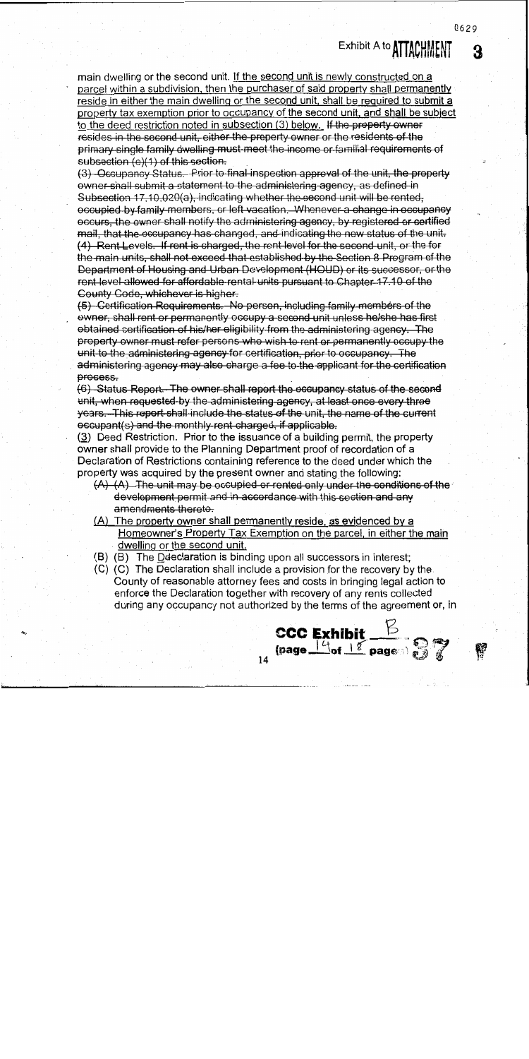main dwelling or the second unit. <u>If the second unit is newly constructed on a parcel within a subdivision, then the purchaser of said property shall permanently reside in either the main dwelling or the second unit, shall be required to submit a property tax exemption prior to occupancy of the second unit, and shall be subject to the deed restriction noted in subsection (3) below.</u> ~~If the property owner resides in the second unit, either the property owner or the residents of the primary single family dwelling must meet the income or familial requirements of subsection (e)(1) of this section.~~

~~(3) Occupancy Status. Prior to final inspection approval of the unit, the property owner shall submit a statement to the administering agency, as defined in Subsection 17.10.020(a), indicating whether the second unit will be rented, occupied by family members, or left vacation. Whenever a change in occupancy occurs, the owner shall notify the administering agency, by registered or certified mail, that the occupancy has changed, and indicating the new status of the unit.~~

~~(4) Rent Levels. If rent is charged, the rent level for the second unit, or the for the main units, shall not exceed that established by the Section 8 Program of the Department of Housing and Urban Development (HOUD) or its successor, or the rent level allowed for affordable rental units pursuant to Chapter 17.10 of the County Code, whichever is higher.~~

~~(5) Certification Requirements. No person, including family members of the owner, shall rent or permanently occupy a second unit unless he/she has first obtained certification of his/her eligibility from the administering agency. The property owner must refer persons who wish to rent or permanently occupy the unit to the administering agency for certification, prior to occupancy. The administering agency may also charge a fee to the applicant for the certification process.~~

~~(6) Status Report. The owner shall report the occupancy status of the second unit, when requested by the administering agency, at least once every three years. This report shall include the status of the unit, the name of the current occupant(s) and the monthly rent charged, if applicable.~~

(<u>3</u>) Deed Restriction. Prior to the issuance of a building permit, the property owner shall provide to the Planning Department proof of recordation of a Declaration of Restrictions containing reference to the deed under which the property was acquired by the present owner and stating the following:

- ~~(A) (A) The unit may be occupied or rented only under the conditions of the development permit and in accordance with this section and any amendments thereto.~~
- <u>(A) The property owner shall permanently reside, as evidenced by a Homeowner's Property Tax Exemption on the parcel, in either the main dwelling or the second unit.</u>
- (B) ~~(B)~~ The ~~D~~declaration is binding upon all successors in interest;
- (C) ~~(C)~~ The Declaration shall include a provision for the recovery by the County of reasonable attorney fees and costs in bringing legal action to enforce the Declaration together with recovery of any rents collected during any occupancy not authorized by the terms of the agreement or, in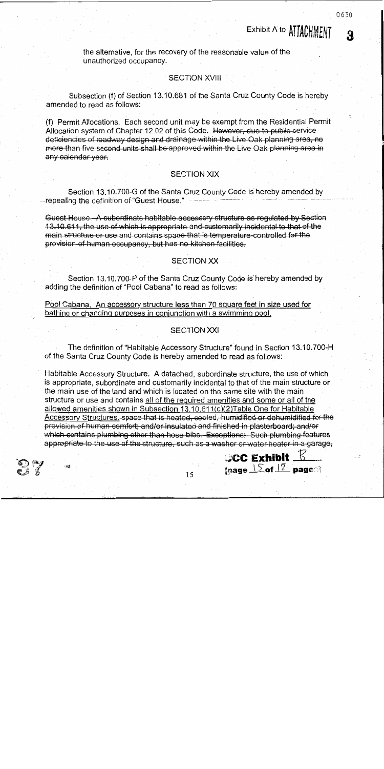the alternative, for the recovery of the reasonable value of the unauthorized occupancy.

### SECTION XVIII

Subsection (f) of Section 13.10.681 of the Santa Cruz County Code is hereby amended to read as follows:

(f) Permit Allocations. Each second unit may be exempt from the Residential Permit Allocation system of Chapter 12.02 of this Code. ~~However, due to public service deficiencies of roadway design and drainage within the Live Oak planning area, no more than five second units shall be approved within the Live Oak planning area in any calendar year.~~

### SECTION XIX

Section 13.10.700-G of the Santa Cruz County Code is hereby amended by repealing the definition of "Guest House."

~~Guest House. A subordinate habitable accessory structure as regulated by Section 13.10.611, the use of which is appropriate and customarily incidental to that of the main structure or use and contains space that is temperature-controlled for the provision of human occupancy, but has no kitchen facilities.~~

### SECTION XX

Section 13.10.700-P of the Santa Cruz County Code is hereby amended by adding the definition of "Pool Cabana" to read as follows:

<u>Pool Cabana. An accessory structure less than 70 square feet in size used for bathing or changing purposes in conjunction with a swimming pool.</u>

### SECTION XXI

The definition of "Habitable Accessory Structure" found in Section 13.10.700-H of the Santa Cruz County Code is hereby amended to read as follows:

Habitable Accessory Structure. A detached, subordinate structure, the use of which is appropriate, subordinate and customarily incidental to that of the main structure or the main use of the land and which is located on the same site with the main structure or use and contains <u>all of the required amenities and some or all of the allowed amenities shown in Subsection 13.10.611(c)(2)Table One for Habitable Accessory Structures.</u> ~~space that is heated, cooled, humidified or dehumidified for the provision of human comfort; and/or insulated and finished in plasterboard; and/or which contains plumbing other than hose bibs. Exceptions: Such plumbing features appropriate to the use of the structure, such as a washer or water heater in a garage,~~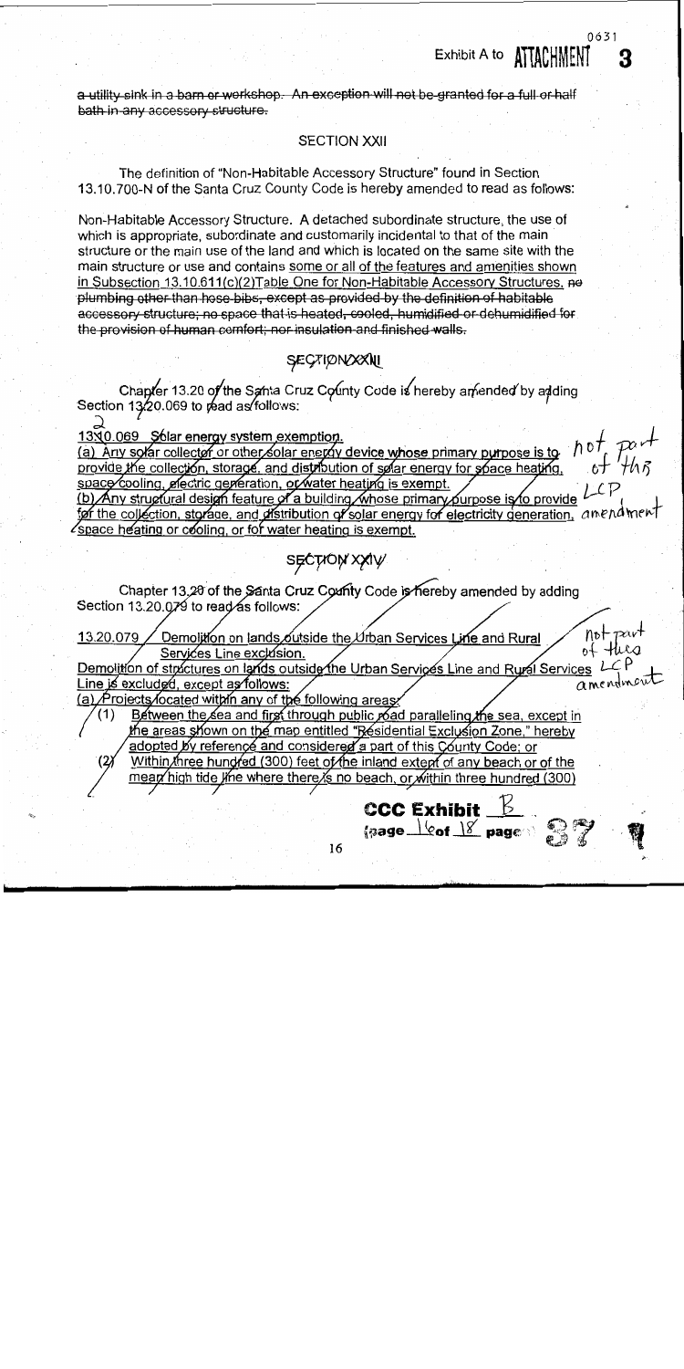~~a utility sink in a barn or workshop. An exception will not be granted for a full or half bath in any accessory structure.~~

## SECTION XXII

The definition of "Non-Habitable Accessory Structure" found in Section 13.10.700-N of the Santa Cruz County Code is hereby amended to read as follows:

Non-Habitable Accessory Structure. A detached subordinate structure, the use of which is appropriate, subordinate and customarily incidental to that of the main structure or the main use of the land and which is located on the same site with the main structure or use and contains <u>some or all of the features and amenities shown in Subsection 13.10.611(c)(2)Table One for Non-Habitable Accessory Structures.</u> ~~no plumbing other than hose bibs, except as provided by the definition of habitable accessory structure; no space that is heated, cooled, humidified or dehumidified for the provision of human comfort; nor insulation and finished walls.~~

## ~~SECTION XXIII~~

~~Chapter 13.20 of the Santa Cruz County Code is hereby amended by adding Section 13.20.069 to read as follows:~~

~~<u>13.20.069 Solar energy system exemption.</u>~~
~~<u>(a) Any solar collector or other solar energy device whose primary purpose is to provide the collection, storage, and distribution of solar energy for space heating, space cooling, electric generation, or water heating is exempt.</u>~~
~~<u>(b) Any structural design feature of a building, whose primary purpose is to provide for the collection, storage, and distribution of solar energy for electricity generation, space heating or cooling, or for water heating is exempt.</u>~~

*not part of this LCP amendment*

## ~~SECTION XXIV~~

~~Chapter 13.20 of the Santa Cruz County Code is hereby amended by adding Section 13.20.079 to read as follows:~~

~~<u>13.20.079 Demolition on lands outside the Urban Services Line and Rural Services Line exclusion.</u>~~
~~<u>Demolition of structures on lands outside the Urban Services Line and Rural Services Line is excluded, except as follows:</u>~~
~~<u>(a) Projects located within any of the following areas:</u>~~
~~<u>(1) Between the sea and first through public road paralleling the sea, except in the areas shown on the map entitled "Residential Exclusion Zone," hereby adopted by reference and considered a part of this County Code; or</u>~~
~~<u>(2) Within three hundred (300) feet of the inland extent of any beach or of the mean high tide line where there is no beach, or within three hundred (300)</u>~~

*not part of this LCP amendment*

CCC Exhibit B (page 16 of 18 pages)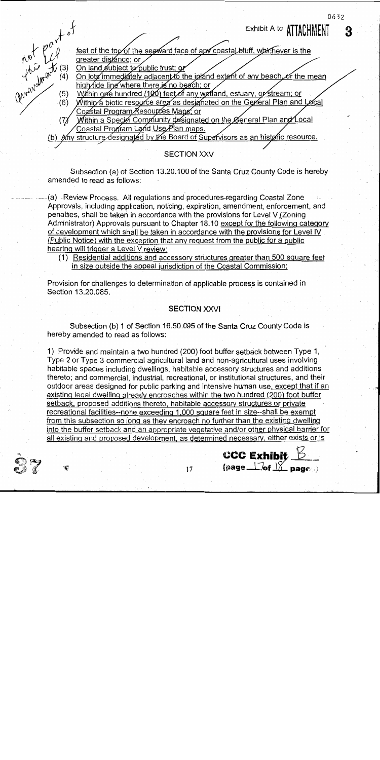Exhibit A to **ATTACHMENT 3**

not part of this amendment

feet of the top of the seaward face of any coastal bluff, whichever is the greater distance; or

(3) On land subject to public trust; or

(4) On lots immediately adjacent to the inland extent of any beach, or the mean high tide line where there is no beach; or

(5) Within one hundred (100) feet of any wetland, estuary, or stream; or

(6) Within a biotic resource area as designated on the General Plan and Local Coastal Program Resources Maps; or

(7) Within a Special Community designated on the General Plan and Local Coastal Program Land Use Plan maps.

(b) Any structure designated by the Board of Supervisors as an historic resource.

## SECTION XXV

Subsection (a) of Section 13.20.100 of the Santa Cruz County Code is hereby amended to read as follows:

(a) Review Process. All regulations and procedures regarding Coastal Zone Approvals, including application, noticing, expiration, amendment, enforcement, and penalties, shall be taken in accordance with the provisions for Level V (Zoning Administrator) Approvals pursuant to Chapter 18.10 except for the following category of development which shall be taken in accordance with the provisions for Level IV (Public Notice) with the exception that any request from the public for a public hearing will trigger a Level V review:

(1) Residential additions and accessory structures greater than 500 square feet in size outside the appeal jurisdiction of the Coastal Commission;

Provision for challenges to determination of applicable process is contained in Section 13.20.085.

## SECTION XXVI

Subsection (b) 1 of Section 16.50.095 of the Santa Cruz County Code is hereby amended to read as follows:

1) Provide and maintain a two hundred (200) foot buffer setback between Type 1, Type 2 or Type 3 commercial agricultural land and non-agricultural uses involving habitable spaces including dwellings, habitable accessory structures and additions thereto; and commercial, industrial, recreational, or institutional structures, and their outdoor areas designed for public parking and intensive human use, except that if an existing legal dwelling already encroaches within the two hundred (200) foot buffer setback, proposed additions thereto, habitable accessory structures or private recreational facilities--none exceeding 1,000 square feet in size--shall be exempt from this subsection so long as they encroach no further than the existing dwelling into the buffer setback and an appropriate vegetative and/or other physical barrier for all existing and proposed development, as determined necessary, either exists or is

CCC Exhibit B (page 17 of 18 pages)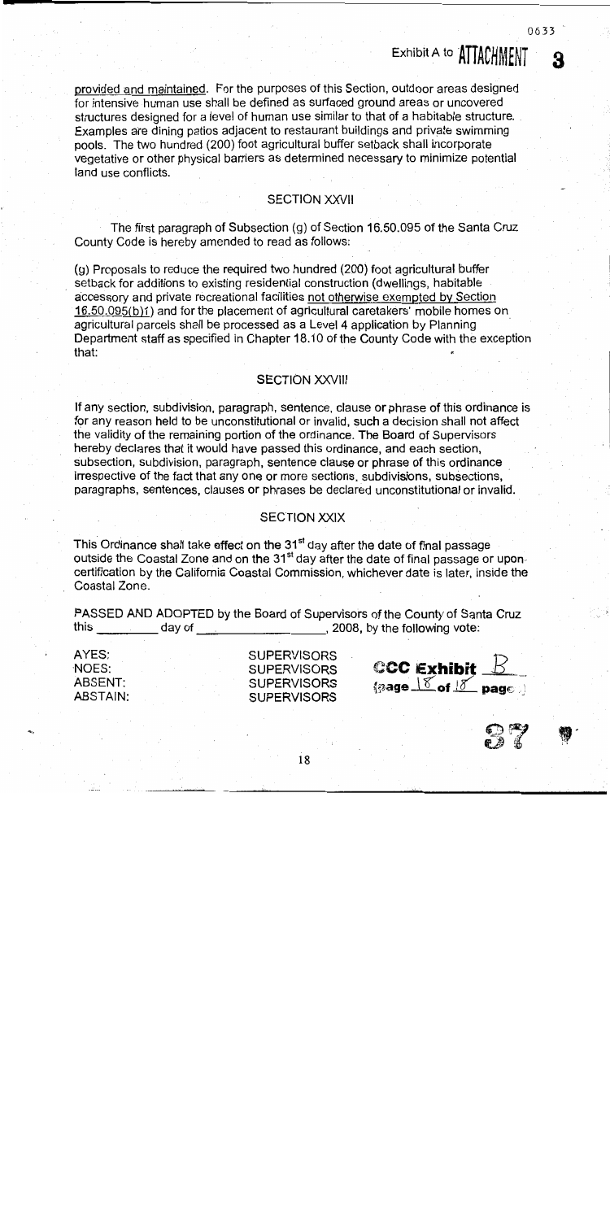provided and maintained. For the purposes of this Section, outdoor areas designed for intensive human use shall be defined as surfaced ground areas or uncovered structures designed for a level of human use similar to that of a habitable structure. Examples are dining patios adjacent to restaurant buildings and private swimming pools. The two hundred (200) foot agricultural buffer setback shall incorporate vegetative or other physical barriers as determined necessary to minimize potential land use conflicts.

## SECTION XXVII

The first paragraph of Subsection (g) of Section 16.50.095 of the Santa Cruz County Code is hereby amended to read as follows:

(g) Proposals to reduce the required two hundred (200) foot agricultural buffer setback for additions to existing residential construction (dwellings, habitable accessory and private recreational facilities not otherwise exempted by Section 16.50.095(b)1) and for the placement of agricultural caretakers' mobile homes on agricultural parcels shall be processed as a Level 4 application by Planning Department staff as specified in Chapter 18.10 of the County Code with the exception that:

## SECTION XXVIII

If any section, subdivision, paragraph, sentence, clause or phrase of this ordinance is for any reason held to be unconstitutional or invalid, such a decision shall not affect the validity of the remaining portion of the ordinance. The Board of Supervisors hereby declares that it would have passed this ordinance, and each section, subsection, subdivision, paragraph, sentence clause or phrase of this ordinance irrespective of the fact that any one or more sections, subdivisions, subsections, paragraphs, sentences, clauses or phrases be declared unconstitutional or invalid.

## SECTION XXIX

This Ordinance shall take effect on the 31st day after the date of final passage outside the Coastal Zone and on the 31st day after the date of final passage or upon certification by the California Coastal Commission, whichever date is later, inside the Coastal Zone.

PASSED AND ADOPTED by the Board of Supervisors of the County of Santa Cruz this ________ day of ________________, 2008, by the following vote:

AYES: SUPERVISORS
NOES: SUPERVISORS
ABSENT: SUPERVISORS
ABSTAIN: SUPERVISORS

CCC Exhibit B
(page 18 of 18 pages)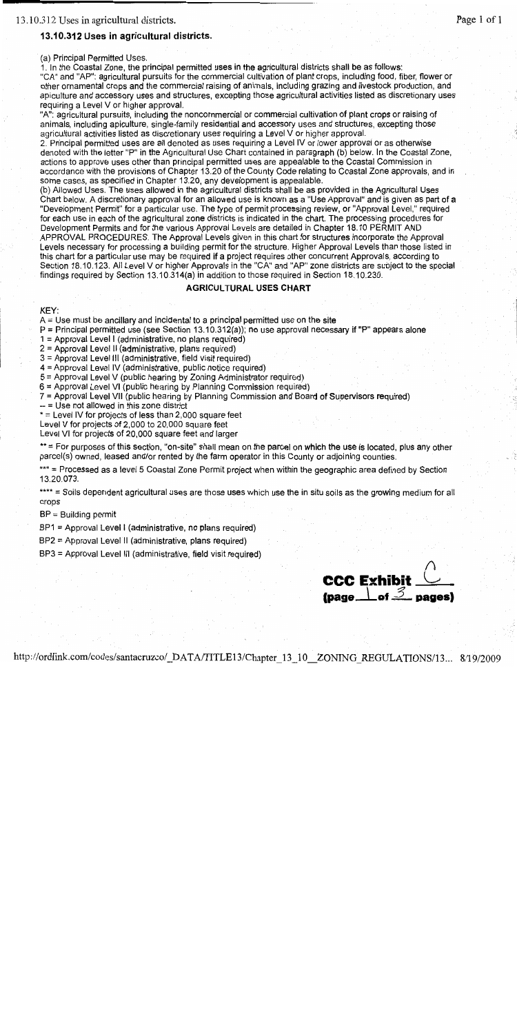## 13.10.312 Uses in agricultural districts.

(a) Principal Permitted Uses.

1. In the Coastal Zone, the principal permitted uses in the agricultural districts shall be as follows:

"CA" and "AP": agricultural pursuits for the commercial cultivation of plant crops, including food, fiber, flower or other ornamental crops and the commercial raising of animals, including grazing and livestock production, and apiculture and accessory uses and structures, excepting those agricultural activities listed as discretionary uses requiring a Level V or higher approval.

"A": agricultural pursuits, including the noncommercial or commercial cultivation of plant crops or raising of animals, including apiculture, single-family residential and accessory uses and structures, excepting those agricultural activities listed as discretionary uses requiring a Level V or higher approval.

2. Principal permitted uses are all denoted as uses requiring a Level IV or lower approval or as otherwise denoted with the letter "P" in the Agricultural Use Chart contained in paragraph (b) below. In the Coastal Zone, actions to approve uses other than principal permitted uses are appealable to the Coastal Commission in accordance with the provisions of Chapter 13.20 of the County Code relating to Coastal Zone approvals, and in some cases, as specified in Chapter 13.20, any development is appealable.

(b) Allowed Uses. The uses allowed in the agricultural districts shall be as provided in the Agricultural Uses Chart below. A discretionary approval for an allowed use is known as a "Use Approval" and is given as part of a "Development Permit" for a particular use. The type of permit processing review, or "Approval Level," required for each use in each of the agricultural zone districts is indicated in the chart. The processing procedures for Development Permits and for the various Approval Levels are detailed in Chapter 18.10 PERMIT AND APPROVAL PROCEDURES. The Approval Levels given in this chart for structures incorporate the Approval Levels necessary for processing a building permit for the structure. Higher Approval Levels than those listed in this chart for a particular use may be required if a project requires other concurrent Approvals, according to Section 18.10.123. All Level V or higher Approvals in the "CA" and "AP" zone districts are subject to the special findings required by Section 13.10.314(a) in addition to those required in Section 18.10.230.

### AGRICULTURAL USES CHART

KEY:

A = Use must be ancillary and incidental to a principal permitted use on the site

P = Principal permitted use (see Section 13.10.312(a)); no use approval necessary if "P" appears alone

1 = Approval Level I (administrative, no plans required)

2 = Approval Level II (administrative, plans required)

3 = Approval Level III (administrative, field visit required)

4 = Approval Level IV (administrative, public notice required)

5 = Approval Level V (public hearing by Zoning Administrator required)

6 = Approval Level VI (public hearing by Planning Commission required)

7 = Approval Level VII (public hearing by Planning Commission and Board of Supervisors required)

-- = Use not allowed in this zone district

* = Level IV for projects of less than 2,000 square feet
Level V for projects of 2,000 to 20,000 square feet
Level VI for projects of 20,000 square feet and larger

** = For purposes of this section, "on-site" shall mean on the parcel on which the use is located, plus any other parcel(s) owned, leased and/or rented by the farm operator in this County or adjoining counties.

*** = Processed as a level 5 Coastal Zone Permit project when within the geographic area defined by Section 13.20.073.

**** = Soils dependent agricultural uses are those uses which use the in situ soils as the growing medium for all crops

BP = Building permit

BP1 = Approval Level I (administrative, no plans required)

BP2 = Approval Level II (administrative, plans required)

BP3 = Approval Level III (administrative, field visit required)

CCC Exhibit C
(page 1 of 3 pages)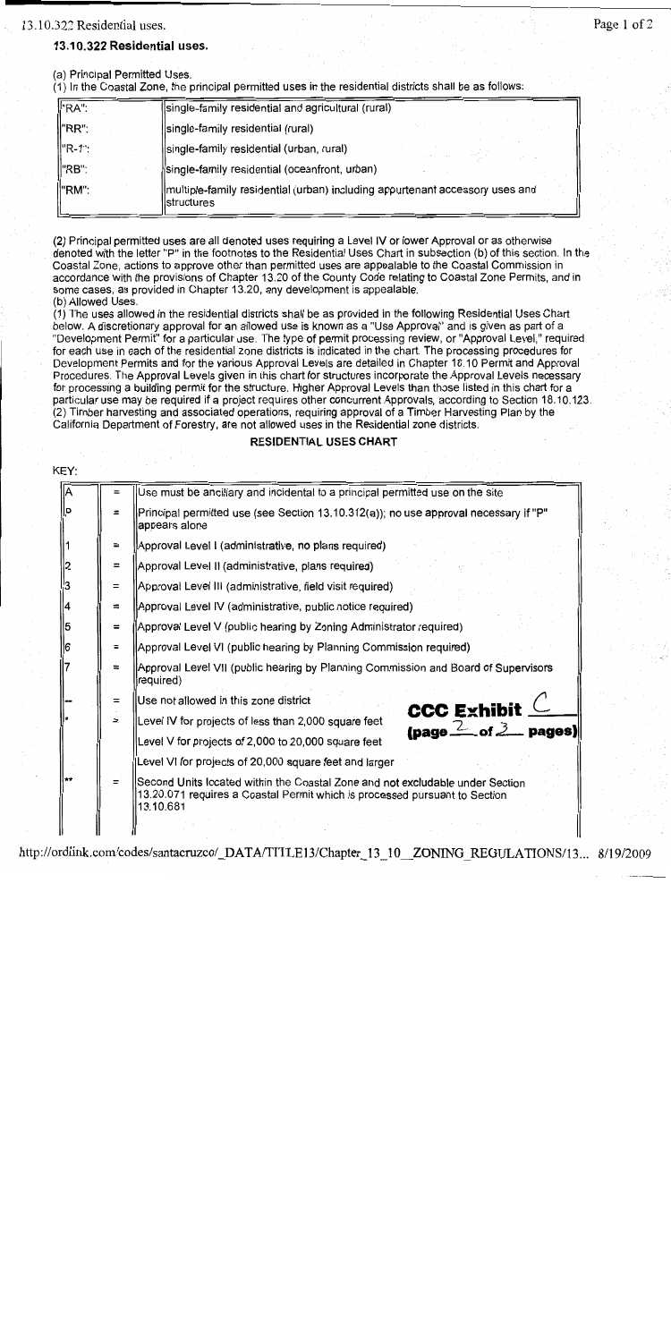## 13.10.322 Residential uses.

(a) Principal Permitted Uses.

(1) In the Coastal Zone, the principal permitted uses in the residential districts shall be as follows:

| | |
|---|---|
| "RA": | single-family residential and agricultural (rural) |
| "RR": | single-family residential (rural) |
| "R-1": | single-family residential (urban, rural) |
| "RB": | single-family residential (oceanfront, urban) |
| "RM": | multiple-family residential (urban) including appurtenant accessory uses and structures |

(2) Principal permitted uses are all denoted uses requiring a Level IV or lower Approval or as otherwise denoted with the letter "P" in the footnotes to the Residential Uses Chart in subsection (b) of this section. In the Coastal Zone, actions to approve other than permitted uses are appealable to the Coastal Commission in accordance with the provisions of Chapter 13.20 of the County Code relating to Coastal Zone Permits, and in some cases, as provided in Chapter 13.20, any development is appealable.

(b) Allowed Uses.

(1) The uses allowed in the residential districts shall be as provided in the following Residential Uses Chart below. A discretionary approval for an allowed use is known as a "Use Approval" and is given as part of a "Development Permit" for a particular use. The type of permit processing review, or "Approval Level," required for each use in each of the residential zone districts is indicated in the chart. The processing procedures for Development Permits and for the various Approval Levels are detailed in Chapter 18.10 Permit and Approval Procedures. The Approval Levels given in this chart for structures incorporate the Approval Levels necessary for processing a building permit for the structure. Higher Approval Levels than those listed in this chart for a particular use may be required if a project requires other concurrent Approvals, according to Section 18.10.123.

(2) Timber harvesting and associated operations, requiring approval of a Timber Harvesting Plan by the California Department of Forestry, are not allowed uses in the Residential zone districts.

**RESIDENTIAL USES CHART**

KEY:

| | | |
|---|---|---|
| A | = | Use must be ancillary and incidental to a principal permitted use on the site |
| P | = | Principal permitted use (see Section 13.10.312(a)); no use approval necessary if "P" appears alone |
| 1 | = | Approval Level I (administrative, no plans required) |
| 2 | = | Approval Level II (administrative, plans required) |
| 3 | = | Approval Level III (administrative, field visit required) |
| 4 | = | Approval Level IV (administrative, public notice required) |
| 5 | = | Approval Level V (public hearing by Zoning Administrator required) |
| 6 | = | Approval Level VI (public hearing by Planning Commission required) |
| 7 | = | Approval Level VII (public hearing by Planning Commission and Board of Supervisors required) |
| -- | = | Use not allowed in this zone district |
| * | = | Level IV for projects of less than 2,000 square feet<br>Level V for projects of 2,000 to 20,000 square feet<br>Level VI for projects of 20,000 square feet and larger |
| ** | = | Second Units located within the Coastal Zone and not excludable under Section 13.20.071 requires a Coastal Permit which is processed pursuant to Section 13.10.681 |

CCC Exhibit C (page 2 of 3 pages)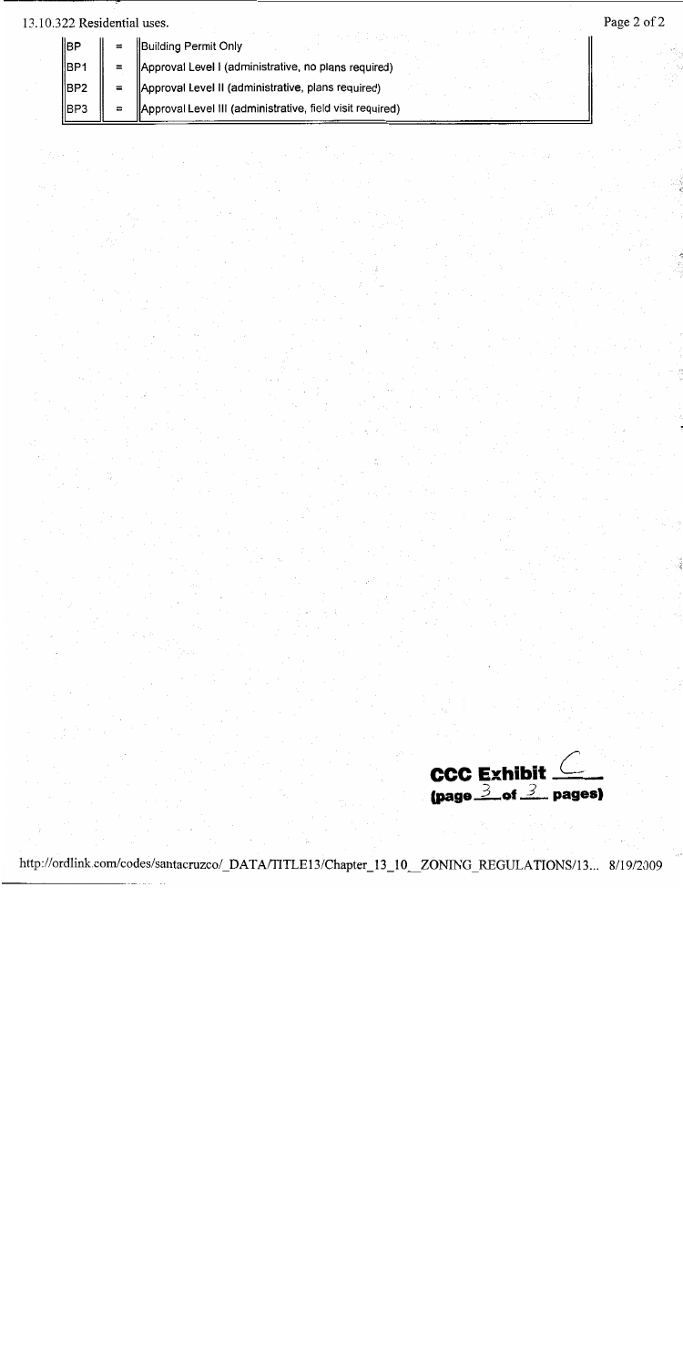| | | |
|---|---|---|
| BP | = | Building Permit Only |
| BP1 | = | Approval Level I (administrative, no plans required) |
| BP2 | = | Approval Level II (administrative, plans required) |
| BP3 | = | Approval Level III (administrative, field visit required) |

**CCC Exhibit C**
**(page 3 of 3 pages)**